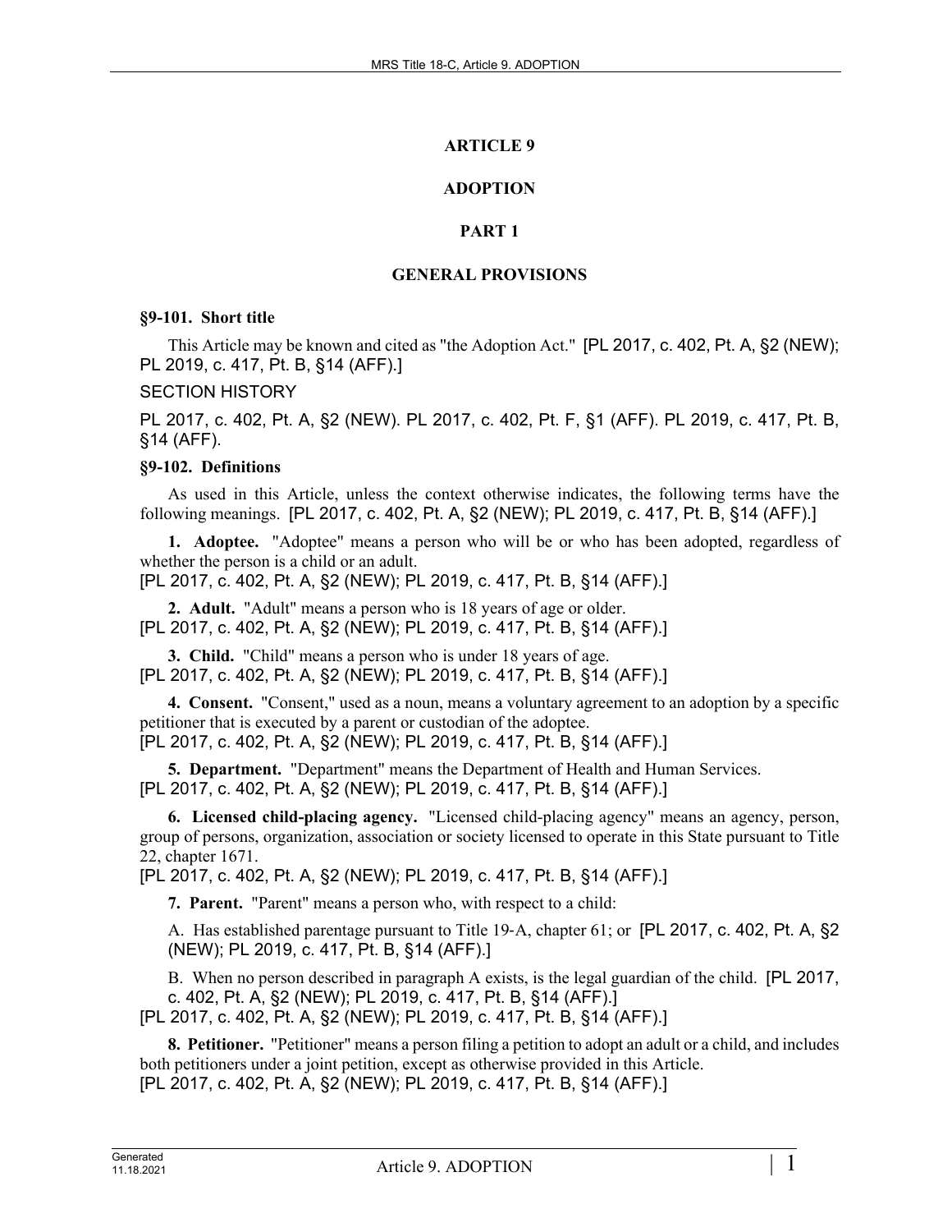# ARTICLE 9

# ADOPTION

## PART 1

## GENERAL PROVISIONS

### §9-101. Short title

This Article may be known and cited as "the Adoption Act." [PL 2017, c. 402, Pt. A, §2 (NEW); PL 2019, c. 417, Pt. B, §14 (AFF).]

SECTION HISTORY

PL 2017, c. 402, Pt. A, §2 (NEW). PL 2017, c. 402, Pt. F, §1 (AFF). PL 2019, c. 417, Pt. B, §14 (AFF).

### §9-102. Definitions

As used in this Article, unless the context otherwise indicates, the following terms have the following meanings. [PL 2017, c. 402, Pt. A, §2 (NEW); PL 2019, c. 417, Pt. B, §14 (AFF).]

**1. Adoptee.** "Adoptee" means a person who will be or who has been adopted, regardless of whether the person is a child or an adult.
[PL 2017, c. 402, Pt. A, §2 (NEW); PL 2019, c. 417, Pt. B, §14 (AFF).]

**2. Adult.** "Adult" means a person who is 18 years of age or older.
[PL 2017, c. 402, Pt. A, §2 (NEW); PL 2019, c. 417, Pt. B, §14 (AFF).]

**3. Child.** "Child" means a person who is under 18 years of age.
[PL 2017, c. 402, Pt. A, §2 (NEW); PL 2019, c. 417, Pt. B, §14 (AFF).]

**4. Consent.** "Consent," used as a noun, means a voluntary agreement to an adoption by a specific petitioner that is executed by a parent or custodian of the adoptee.
[PL 2017, c. 402, Pt. A, §2 (NEW); PL 2019, c. 417, Pt. B, §14 (AFF).]

**5. Department.** "Department" means the Department of Health and Human Services.
[PL 2017, c. 402, Pt. A, §2 (NEW); PL 2019, c. 417, Pt. B, §14 (AFF).]

**6. Licensed child-placing agency.** "Licensed child-placing agency" means an agency, person, group of persons, organization, association or society licensed to operate in this State pursuant to Title 22, chapter 1671.
[PL 2017, c. 402, Pt. A, §2 (NEW); PL 2019, c. 417, Pt. B, §14 (AFF).]

**7. Parent.** "Parent" means a person who, with respect to a child:

A. Has established parentage pursuant to Title 19-A, chapter 61; or [PL 2017, c. 402, Pt. A, §2 (NEW); PL 2019, c. 417, Pt. B, §14 (AFF).]

B. When no person described in paragraph A exists, is the legal guardian of the child. [PL 2017, c. 402, Pt. A, §2 (NEW); PL 2019, c. 417, Pt. B, §14 (AFF).]

[PL 2017, c. 402, Pt. A, §2 (NEW); PL 2019, c. 417, Pt. B, §14 (AFF).]

**8. Petitioner.** "Petitioner" means a person filing a petition to adopt an adult or a child, and includes both petitioners under a joint petition, except as otherwise provided in this Article.
[PL 2017, c. 402, Pt. A, §2 (NEW); PL 2019, c. 417, Pt. B, §14 (AFF).]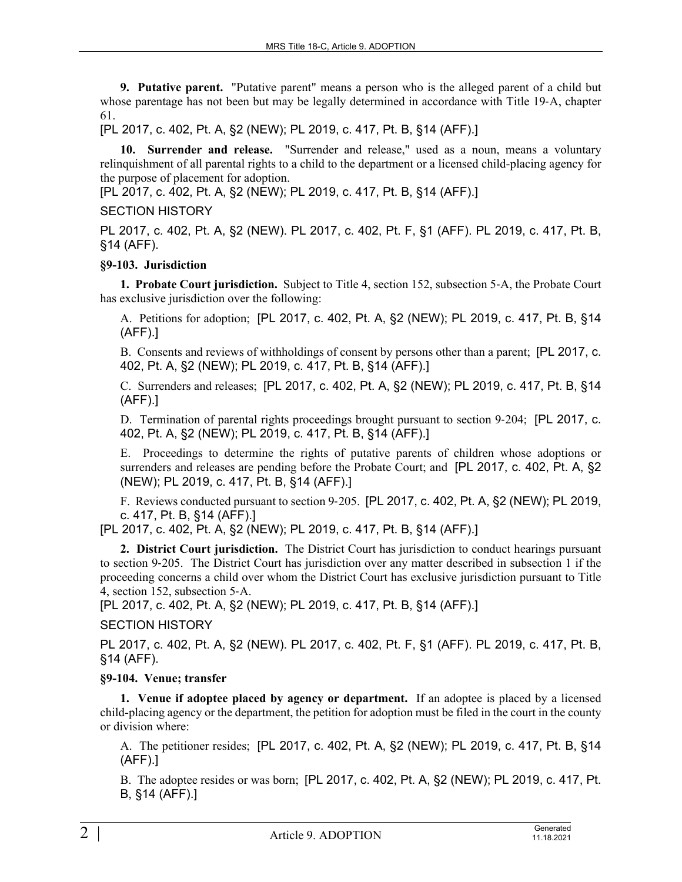**9. Putative parent.** "Putative parent" means a person who is the alleged parent of a child but whose parentage has not been but may be legally determined in accordance with Title 19-A, chapter 61.

[PL 2017, c. 402, Pt. A, §2 (NEW); PL 2019, c. 417, Pt. B, §14 (AFF).]

**10. Surrender and release.** "Surrender and release," used as a noun, means a voluntary relinquishment of all parental rights to a child to the department or a licensed child-placing agency for the purpose of placement for adoption.

[PL 2017, c. 402, Pt. A, §2 (NEW); PL 2019, c. 417, Pt. B, §14 (AFF).]

SECTION HISTORY

PL 2017, c. 402, Pt. A, §2 (NEW). PL 2017, c. 402, Pt. F, §1 (AFF). PL 2019, c. 417, Pt. B, §14 (AFF).

### §9-103. Jurisdiction

**1. Probate Court jurisdiction.** Subject to Title 4, section 152, subsection 5-A, the Probate Court has exclusive jurisdiction over the following:

A. Petitions for adoption; [PL 2017, c. 402, Pt. A, §2 (NEW); PL 2019, c. 417, Pt. B, §14 (AFF).]

B. Consents and reviews of withholdings of consent by persons other than a parent; [PL 2017, c. 402, Pt. A, §2 (NEW); PL 2019, c. 417, Pt. B, §14 (AFF).]

C. Surrenders and releases; [PL 2017, c. 402, Pt. A, §2 (NEW); PL 2019, c. 417, Pt. B, §14 (AFF).]

D. Termination of parental rights proceedings brought pursuant to section 9-204; [PL 2017, c. 402, Pt. A, §2 (NEW); PL 2019, c. 417, Pt. B, §14 (AFF).]

E. Proceedings to determine the rights of putative parents of children whose adoptions or surrenders and releases are pending before the Probate Court; and [PL 2017, c. 402, Pt. A, §2 (NEW); PL 2019, c. 417, Pt. B, §14 (AFF).]

F. Reviews conducted pursuant to section 9-205. [PL 2017, c. 402, Pt. A, §2 (NEW); PL 2019, c. 417, Pt. B, §14 (AFF).]

[PL 2017, c. 402, Pt. A, §2 (NEW); PL 2019, c. 417, Pt. B, §14 (AFF).]

**2. District Court jurisdiction.** The District Court has jurisdiction to conduct hearings pursuant to section 9-205. The District Court has jurisdiction over any matter described in subsection 1 if the proceeding concerns a child over whom the District Court has exclusive jurisdiction pursuant to Title 4, section 152, subsection 5-A.

[PL 2017, c. 402, Pt. A, §2 (NEW); PL 2019, c. 417, Pt. B, §14 (AFF).]

SECTION HISTORY

PL 2017, c. 402, Pt. A, §2 (NEW). PL 2017, c. 402, Pt. F, §1 (AFF). PL 2019, c. 417, Pt. B, §14 (AFF).

### §9-104. Venue; transfer

**1. Venue if adoptee placed by agency or department.** If an adoptee is placed by a licensed child-placing agency or the department, the petition for adoption must be filed in the court in the county or division where:

A. The petitioner resides; [PL 2017, c. 402, Pt. A, §2 (NEW); PL 2019, c. 417, Pt. B, §14 (AFF).]

B. The adoptee resides or was born; [PL 2017, c. 402, Pt. A, §2 (NEW); PL 2019, c. 417, Pt. B, §14 (AFF).]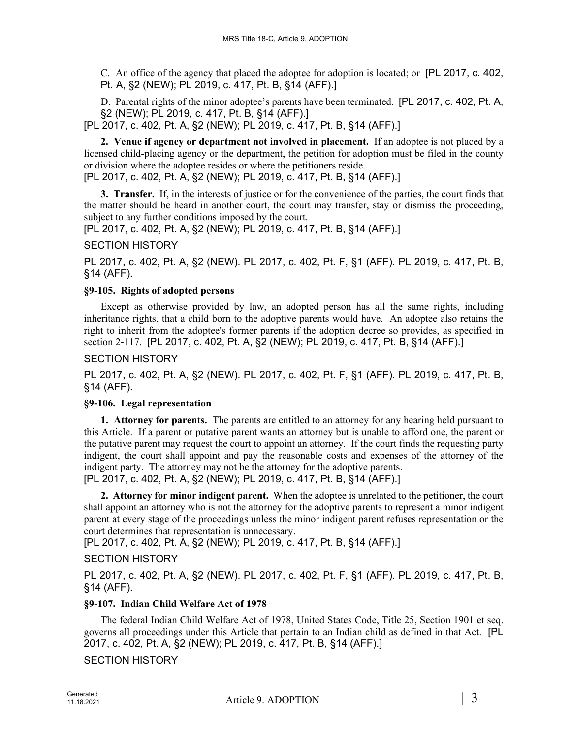C. An office of the agency that placed the adoptee for adoption is located; or [PL 2017, c. 402, Pt. A, §2 (NEW); PL 2019, c. 417, Pt. B, §14 (AFF).]

D. Parental rights of the minor adoptee's parents have been terminated. [PL 2017, c. 402, Pt. A, §2 (NEW); PL 2019, c. 417, Pt. B, §14 (AFF).]

[PL 2017, c. 402, Pt. A, §2 (NEW); PL 2019, c. 417, Pt. B, §14 (AFF).]

**2. Venue if agency or department not involved in placement.** If an adoptee is not placed by a licensed child-placing agency or the department, the petition for adoption must be filed in the county or division where the adoptee resides or where the petitioners reside.

[PL 2017, c. 402, Pt. A, §2 (NEW); PL 2019, c. 417, Pt. B, §14 (AFF).]

**3. Transfer.** If, in the interests of justice or for the convenience of the parties, the court finds that the matter should be heard in another court, the court may transfer, stay or dismiss the proceeding, subject to any further conditions imposed by the court.

[PL 2017, c. 402, Pt. A, §2 (NEW); PL 2019, c. 417, Pt. B, §14 (AFF).]

SECTION HISTORY

PL 2017, c. 402, Pt. A, §2 (NEW). PL 2017, c. 402, Pt. F, §1 (AFF). PL 2019, c. 417, Pt. B, §14 (AFF).

### §9-105. Rights of adopted persons

Except as otherwise provided by law, an adopted person has all the same rights, including inheritance rights, that a child born to the adoptive parents would have. An adoptee also retains the right to inherit from the adoptee's former parents if the adoption decree so provides, as specified in section 2-117. [PL 2017, c. 402, Pt. A, §2 (NEW); PL 2019, c. 417, Pt. B, §14 (AFF).]

SECTION HISTORY

PL 2017, c. 402, Pt. A, §2 (NEW). PL 2017, c. 402, Pt. F, §1 (AFF). PL 2019, c. 417, Pt. B, §14 (AFF).

### §9-106. Legal representation

**1. Attorney for parents.** The parents are entitled to an attorney for any hearing held pursuant to this Article. If a parent or putative parent wants an attorney but is unable to afford one, the parent or the putative parent may request the court to appoint an attorney. If the court finds the requesting party indigent, the court shall appoint and pay the reasonable costs and expenses of the attorney of the indigent party. The attorney may not be the attorney for the adoptive parents.

[PL 2017, c. 402, Pt. A, §2 (NEW); PL 2019, c. 417, Pt. B, §14 (AFF).]

**2. Attorney for minor indigent parent.** When the adoptee is unrelated to the petitioner, the court shall appoint an attorney who is not the attorney for the adoptive parents to represent a minor indigent parent at every stage of the proceedings unless the minor indigent parent refuses representation or the court determines that representation is unnecessary.

[PL 2017, c. 402, Pt. A, §2 (NEW); PL 2019, c. 417, Pt. B, §14 (AFF).]

SECTION HISTORY

PL 2017, c. 402, Pt. A, §2 (NEW). PL 2017, c. 402, Pt. F, §1 (AFF). PL 2019, c. 417, Pt. B, §14 (AFF).

### §9-107. Indian Child Welfare Act of 1978

The federal Indian Child Welfare Act of 1978, United States Code, Title 25, Section 1901 et seq. governs all proceedings under this Article that pertain to an Indian child as defined in that Act. [PL 2017, c. 402, Pt. A, §2 (NEW); PL 2019, c. 417, Pt. B, §14 (AFF).]

SECTION HISTORY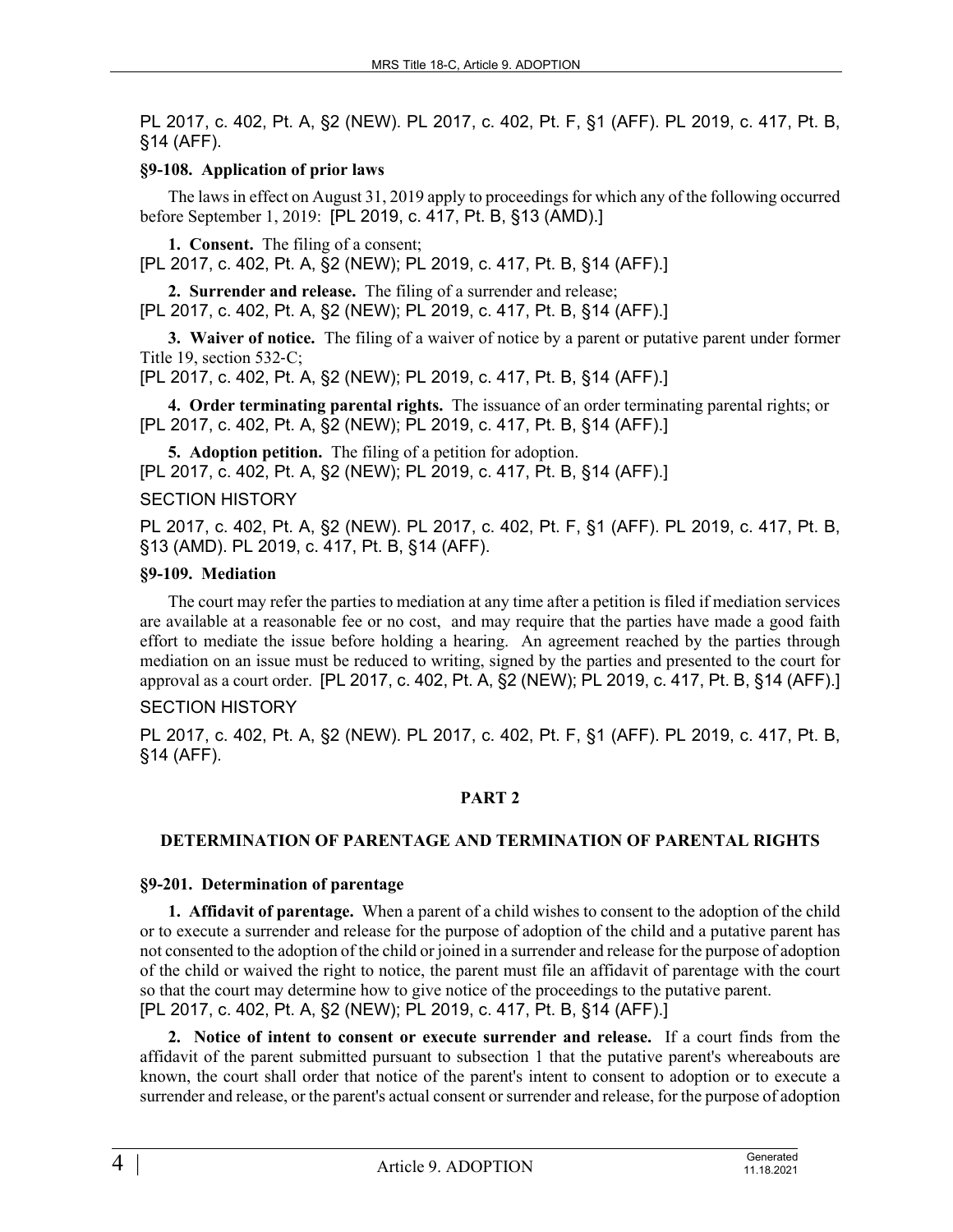PL 2017, c. 402, Pt. A, §2 (NEW). PL 2017, c. 402, Pt. F, §1 (AFF). PL 2019, c. 417, Pt. B, §14 (AFF).

**§9-108. Application of prior laws**

The laws in effect on August 31, 2019 apply to proceedings for which any of the following occurred before September 1, 2019: [PL 2019, c. 417, Pt. B, §13 (AMD).]

**1. Consent.** The filing of a consent;
[PL 2017, c. 402, Pt. A, §2 (NEW); PL 2019, c. 417, Pt. B, §14 (AFF).]

**2. Surrender and release.** The filing of a surrender and release;
[PL 2017, c. 402, Pt. A, §2 (NEW); PL 2019, c. 417, Pt. B, §14 (AFF).]

**3. Waiver of notice.** The filing of a waiver of notice by a parent or putative parent under former Title 19, section 532-C;
[PL 2017, c. 402, Pt. A, §2 (NEW); PL 2019, c. 417, Pt. B, §14 (AFF).]

**4. Order terminating parental rights.** The issuance of an order terminating parental rights; or
[PL 2017, c. 402, Pt. A, §2 (NEW); PL 2019, c. 417, Pt. B, §14 (AFF).]

**5. Adoption petition.** The filing of a petition for adoption.
[PL 2017, c. 402, Pt. A, §2 (NEW); PL 2019, c. 417, Pt. B, §14 (AFF).]

SECTION HISTORY

PL 2017, c. 402, Pt. A, §2 (NEW). PL 2017, c. 402, Pt. F, §1 (AFF). PL 2019, c. 417, Pt. B, §13 (AMD). PL 2019, c. 417, Pt. B, §14 (AFF).

**§9-109. Mediation**

The court may refer the parties to mediation at any time after a petition is filed if mediation services are available at a reasonable fee or no cost, and may require that the parties have made a good faith effort to mediate the issue before holding a hearing. An agreement reached by the parties through mediation on an issue must be reduced to writing, signed by the parties and presented to the court for approval as a court order. [PL 2017, c. 402, Pt. A, §2 (NEW); PL 2019, c. 417, Pt. B, §14 (AFF).]

SECTION HISTORY

PL 2017, c. 402, Pt. A, §2 (NEW). PL 2017, c. 402, Pt. F, §1 (AFF). PL 2019, c. 417, Pt. B, §14 (AFF).

## PART 2

## DETERMINATION OF PARENTAGE AND TERMINATION OF PARENTAL RIGHTS

**§9-201. Determination of parentage**

**1. Affidavit of parentage.** When a parent of a child wishes to consent to the adoption of the child or to execute a surrender and release for the purpose of adoption of the child and a putative parent has not consented to the adoption of the child or joined in a surrender and release for the purpose of adoption of the child or waived the right to notice, the parent must file an affidavit of parentage with the court so that the court may determine how to give notice of the proceedings to the putative parent.
[PL 2017, c. 402, Pt. A, §2 (NEW); PL 2019, c. 417, Pt. B, §14 (AFF).]

**2. Notice of intent to consent or execute surrender and release.** If a court finds from the affidavit of the parent submitted pursuant to subsection 1 that the putative parent's whereabouts are known, the court shall order that notice of the parent's intent to consent to adoption or to execute a surrender and release, or the parent's actual consent or surrender and release, for the purpose of adoption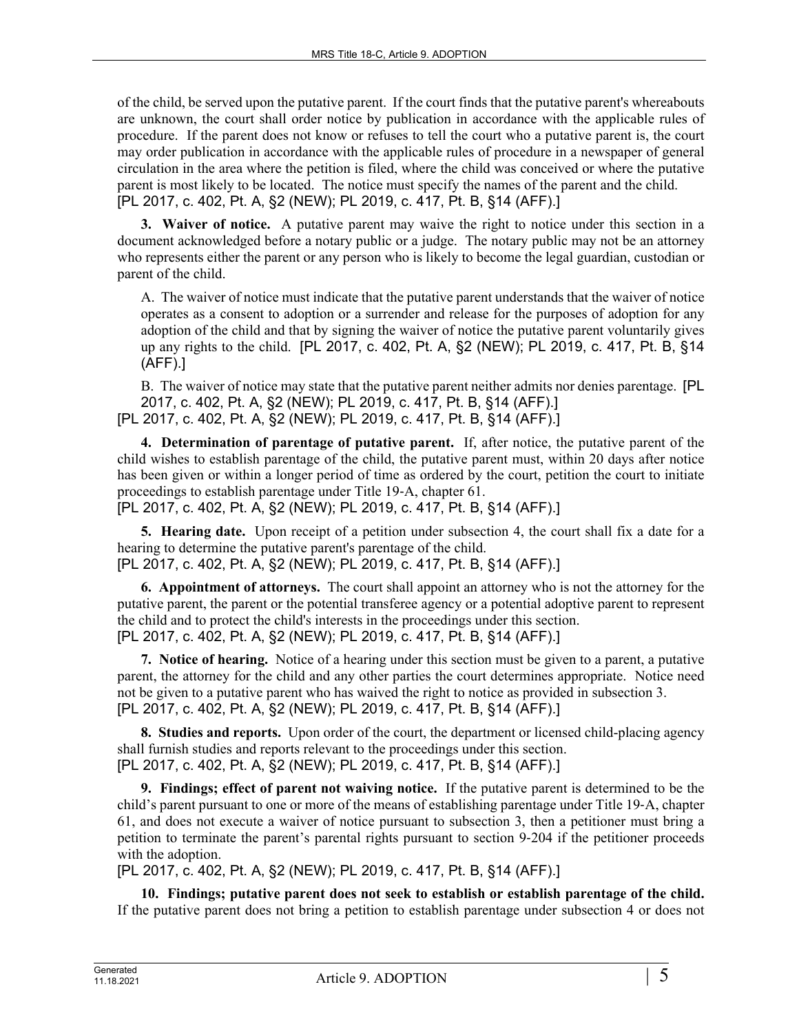of the child, be served upon the putative parent. If the court finds that the putative parent's whereabouts are unknown, the court shall order notice by publication in accordance with the applicable rules of procedure. If the parent does not know or refuses to tell the court who a putative parent is, the court may order publication in accordance with the applicable rules of procedure in a newspaper of general circulation in the area where the petition is filed, where the child was conceived or where the putative parent is most likely to be located. The notice must specify the names of the parent and the child.
[PL 2017, c. 402, Pt. A, §2 (NEW); PL 2019, c. 417, Pt. B, §14 (AFF).]

**3. Waiver of notice.** A putative parent may waive the right to notice under this section in a document acknowledged before a notary public or a judge. The notary public may not be an attorney who represents either the parent or any person who is likely to become the legal guardian, custodian or parent of the child.

A. The waiver of notice must indicate that the putative parent understands that the waiver of notice operates as a consent to adoption or a surrender and release for the purposes of adoption for any adoption of the child and that by signing the waiver of notice the putative parent voluntarily gives up any rights to the child. [PL 2017, c. 402, Pt. A, §2 (NEW); PL 2019, c. 417, Pt. B, §14 (AFF).]

B. The waiver of notice may state that the putative parent neither admits nor denies parentage. [PL 2017, c. 402, Pt. A, §2 (NEW); PL 2019, c. 417, Pt. B, §14 (AFF).]

[PL 2017, c. 402, Pt. A, §2 (NEW); PL 2019, c. 417, Pt. B, §14 (AFF).]

**4. Determination of parentage of putative parent.** If, after notice, the putative parent of the child wishes to establish parentage of the child, the putative parent must, within 20 days after notice has been given or within a longer period of time as ordered by the court, petition the court to initiate proceedings to establish parentage under Title 19-A, chapter 61.
[PL 2017, c. 402, Pt. A, §2 (NEW); PL 2019, c. 417, Pt. B, §14 (AFF).]

**5. Hearing date.** Upon receipt of a petition under subsection 4, the court shall fix a date for a hearing to determine the putative parent's parentage of the child.
[PL 2017, c. 402, Pt. A, §2 (NEW); PL 2019, c. 417, Pt. B, §14 (AFF).]

**6. Appointment of attorneys.** The court shall appoint an attorney who is not the attorney for the putative parent, the parent or the potential transferee agency or a potential adoptive parent to represent the child and to protect the child's interests in the proceedings under this section.
[PL 2017, c. 402, Pt. A, §2 (NEW); PL 2019, c. 417, Pt. B, §14 (AFF).]

**7. Notice of hearing.** Notice of a hearing under this section must be given to a parent, a putative parent, the attorney for the child and any other parties the court determines appropriate. Notice need not be given to a putative parent who has waived the right to notice as provided in subsection 3.
[PL 2017, c. 402, Pt. A, §2 (NEW); PL 2019, c. 417, Pt. B, §14 (AFF).]

**8. Studies and reports.** Upon order of the court, the department or licensed child-placing agency shall furnish studies and reports relevant to the proceedings under this section.
[PL 2017, c. 402, Pt. A, §2 (NEW); PL 2019, c. 417, Pt. B, §14 (AFF).]

**9. Findings; effect of parent not waiving notice.** If the putative parent is determined to be the child's parent pursuant to one or more of the means of establishing parentage under Title 19-A, chapter 61, and does not execute a waiver of notice pursuant to subsection 3, then a petitioner must bring a petition to terminate the parent's parental rights pursuant to section 9-204 if the petitioner proceeds with the adoption.
[PL 2017, c. 402, Pt. A, §2 (NEW); PL 2019, c. 417, Pt. B, §14 (AFF).]

**10. Findings; putative parent does not seek to establish or establish parentage of the child.** If the putative parent does not bring a petition to establish parentage under subsection 4 or does not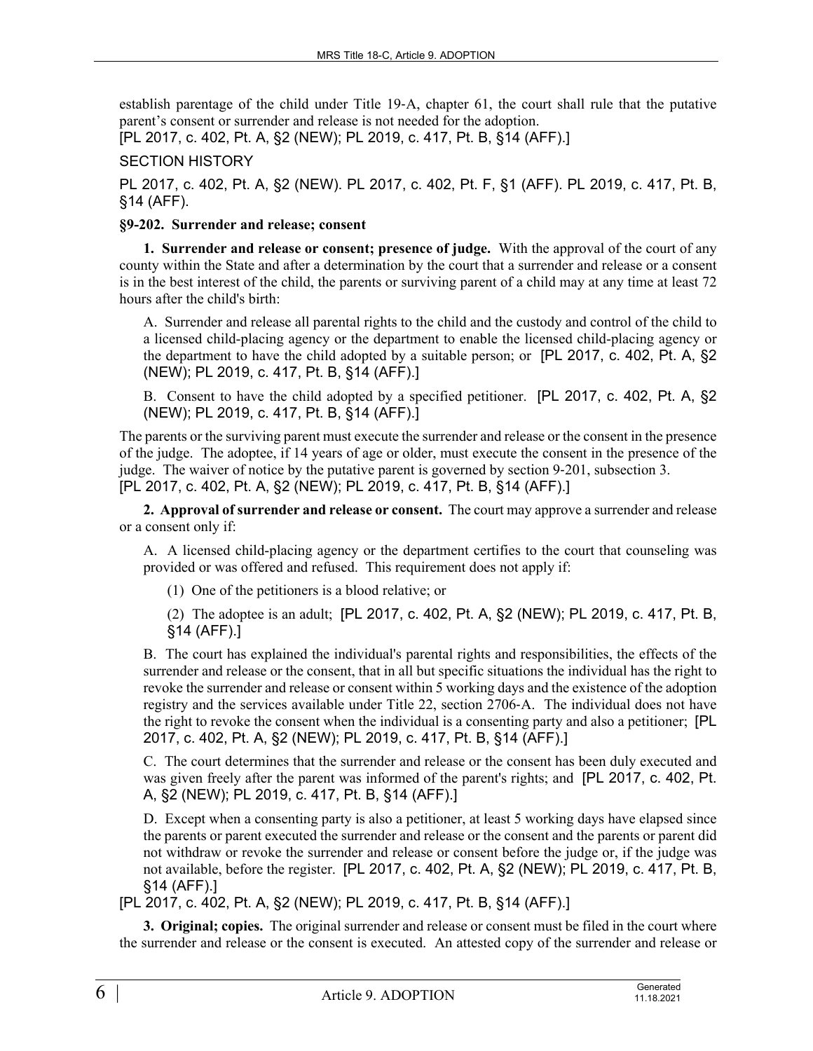establish parentage of the child under Title 19-A, chapter 61, the court shall rule that the putative parent's consent or surrender and release is not needed for the adoption.
[PL 2017, c. 402, Pt. A, §2 (NEW); PL 2019, c. 417, Pt. B, §14 (AFF).]

SECTION HISTORY

PL 2017, c. 402, Pt. A, §2 (NEW). PL 2017, c. 402, Pt. F, §1 (AFF). PL 2019, c. 417, Pt. B, §14 (AFF).

**§9-202. Surrender and release; consent**

**1. Surrender and release or consent; presence of judge.** With the approval of the court of any county within the State and after a determination by the court that a surrender and release or a consent is in the best interest of the child, the parents or surviving parent of a child may at any time at least 72 hours after the child's birth:

A. Surrender and release all parental rights to the child and the custody and control of the child to a licensed child-placing agency or the department to enable the licensed child-placing agency or the department to have the child adopted by a suitable person; or [PL 2017, c. 402, Pt. A, §2 (NEW); PL 2019, c. 417, Pt. B, §14 (AFF).]

B. Consent to have the child adopted by a specified petitioner. [PL 2017, c. 402, Pt. A, §2 (NEW); PL 2019, c. 417, Pt. B, §14 (AFF).]

The parents or the surviving parent must execute the surrender and release or the consent in the presence of the judge. The adoptee, if 14 years of age or older, must execute the consent in the presence of the judge. The waiver of notice by the putative parent is governed by section 9-201, subsection 3.
[PL 2017, c. 402, Pt. A, §2 (NEW); PL 2019, c. 417, Pt. B, §14 (AFF).]

**2. Approval of surrender and release or consent.** The court may approve a surrender and release or a consent only if:

A. A licensed child-placing agency or the department certifies to the court that counseling was provided or was offered and refused. This requirement does not apply if:

(1) One of the petitioners is a blood relative; or

(2) The adoptee is an adult; [PL 2017, c. 402, Pt. A, §2 (NEW); PL 2019, c. 417, Pt. B, §14 (AFF).]

B. The court has explained the individual's parental rights and responsibilities, the effects of the surrender and release or the consent, that in all but specific situations the individual has the right to revoke the surrender and release or consent within 5 working days and the existence of the adoption registry and the services available under Title 22, section 2706-A. The individual does not have the right to revoke the consent when the individual is a consenting party and also a petitioner; [PL 2017, c. 402, Pt. A, §2 (NEW); PL 2019, c. 417, Pt. B, §14 (AFF).]

C. The court determines that the surrender and release or the consent has been duly executed and was given freely after the parent was informed of the parent's rights; and [PL 2017, c. 402, Pt. A, §2 (NEW); PL 2019, c. 417, Pt. B, §14 (AFF).]

D. Except when a consenting party is also a petitioner, at least 5 working days have elapsed since the parents or parent executed the surrender and release or the consent and the parents or parent did not withdraw or revoke the surrender and release or consent before the judge or, if the judge was not available, before the register. [PL 2017, c. 402, Pt. A, §2 (NEW); PL 2019, c. 417, Pt. B, §14 (AFF).]

[PL 2017, c. 402, Pt. A, §2 (NEW); PL 2019, c. 417, Pt. B, §14 (AFF).]

**3. Original; copies.** The original surrender and release or consent must be filed in the court where the surrender and release or the consent is executed. An attested copy of the surrender and release or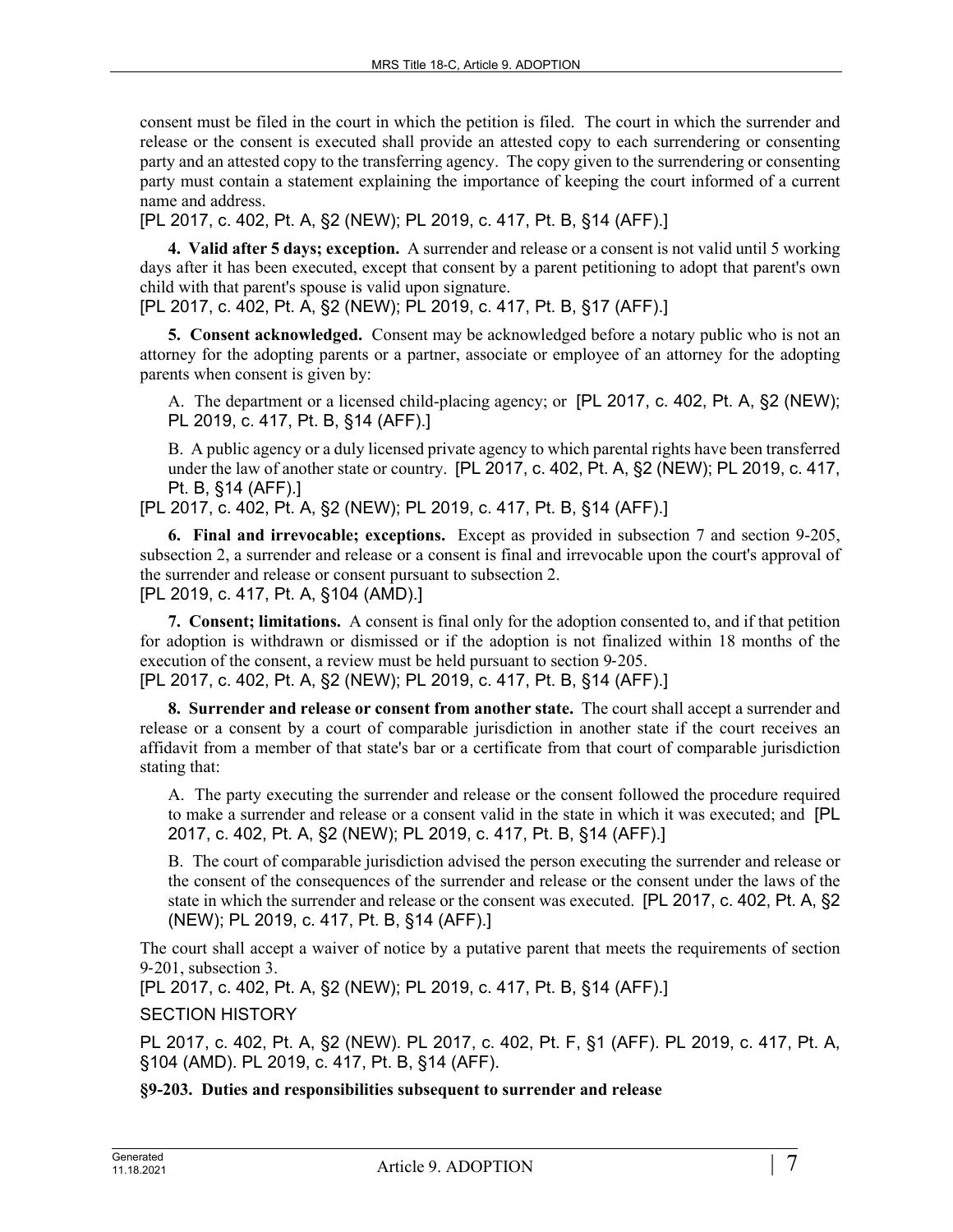consent must be filed in the court in which the petition is filed. The court in which the surrender and release or the consent is executed shall provide an attested copy to each surrendering or consenting party and an attested copy to the transferring agency. The copy given to the surrendering or consenting party must contain a statement explaining the importance of keeping the court informed of a current name and address.

[PL 2017, c. 402, Pt. A, §2 (NEW); PL 2019, c. 417, Pt. B, §14 (AFF).]

**4. Valid after 5 days; exception.** A surrender and release or a consent is not valid until 5 working days after it has been executed, except that consent by a parent petitioning to adopt that parent's own child with that parent's spouse is valid upon signature.

[PL 2017, c. 402, Pt. A, §2 (NEW); PL 2019, c. 417, Pt. B, §17 (AFF).]

**5. Consent acknowledged.** Consent may be acknowledged before a notary public who is not an attorney for the adopting parents or a partner, associate or employee of an attorney for the adopting parents when consent is given by:

A. The department or a licensed child-placing agency; or [PL 2017, c. 402, Pt. A, §2 (NEW); PL 2019, c. 417, Pt. B, §14 (AFF).]

B. A public agency or a duly licensed private agency to which parental rights have been transferred under the law of another state or country. [PL 2017, c. 402, Pt. A, §2 (NEW); PL 2019, c. 417, Pt. B, §14 (AFF).]

[PL 2017, c. 402, Pt. A, §2 (NEW); PL 2019, c. 417, Pt. B, §14 (AFF).]

**6. Final and irrevocable; exceptions.** Except as provided in subsection 7 and section 9-205, subsection 2, a surrender and release or a consent is final and irrevocable upon the court's approval of the surrender and release or consent pursuant to subsection 2.

[PL 2019, c. 417, Pt. A, §104 (AMD).]

**7. Consent; limitations.** A consent is final only for the adoption consented to, and if that petition for adoption is withdrawn or dismissed or if the adoption is not finalized within 18 months of the execution of the consent, a review must be held pursuant to section 9-205.

[PL 2017, c. 402, Pt. A, §2 (NEW); PL 2019, c. 417, Pt. B, §14 (AFF).]

**8. Surrender and release or consent from another state.** The court shall accept a surrender and release or a consent by a court of comparable jurisdiction in another state if the court receives an affidavit from a member of that state's bar or a certificate from that court of comparable jurisdiction stating that:

A. The party executing the surrender and release or the consent followed the procedure required to make a surrender and release or a consent valid in the state in which it was executed; and [PL 2017, c. 402, Pt. A, §2 (NEW); PL 2019, c. 417, Pt. B, §14 (AFF).]

B. The court of comparable jurisdiction advised the person executing the surrender and release or the consent of the consequences of the surrender and release or the consent under the laws of the state in which the surrender and release or the consent was executed. [PL 2017, c. 402, Pt. A, §2 (NEW); PL 2019, c. 417, Pt. B, §14 (AFF).]

The court shall accept a waiver of notice by a putative parent that meets the requirements of section 9-201, subsection 3.

[PL 2017, c. 402, Pt. A, §2 (NEW); PL 2019, c. 417, Pt. B, §14 (AFF).]

SECTION HISTORY

PL 2017, c. 402, Pt. A, §2 (NEW). PL 2017, c. 402, Pt. F, §1 (AFF). PL 2019, c. 417, Pt. A, §104 (AMD). PL 2019, c. 417, Pt. B, §14 (AFF).

**§9-203. Duties and responsibilities subsequent to surrender and release**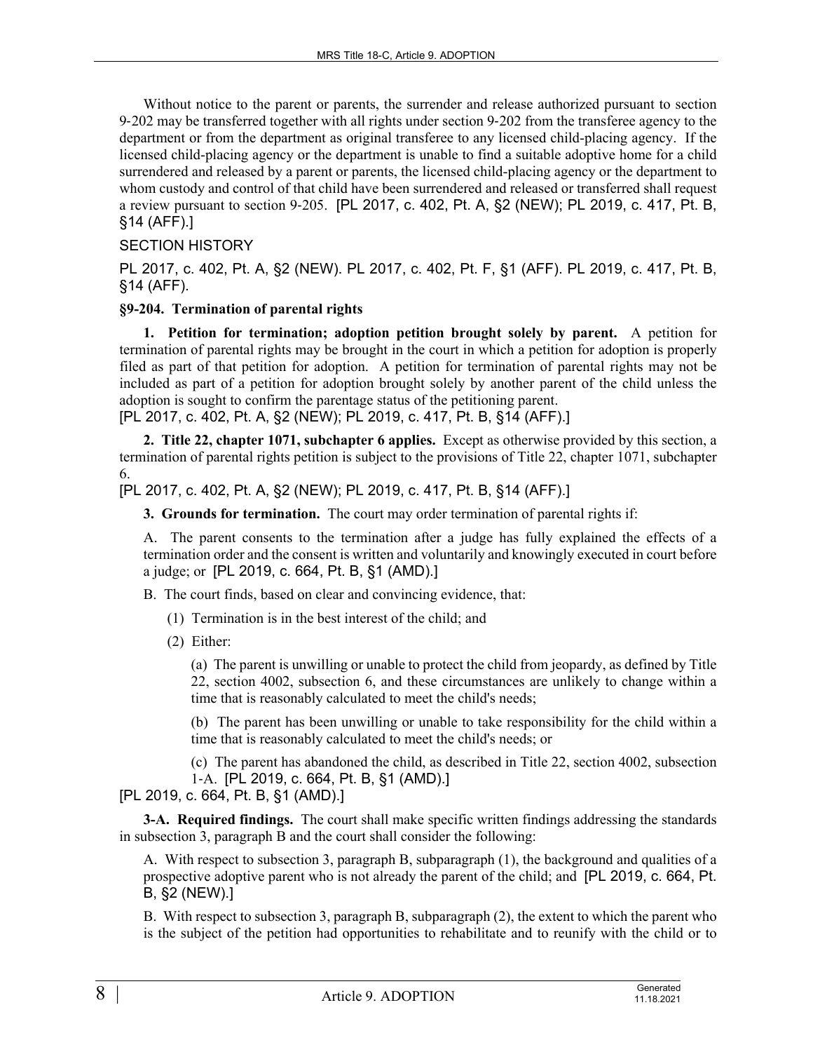Without notice to the parent or parents, the surrender and release authorized pursuant to section 9‑202 may be transferred together with all rights under section 9‑202 from the transferee agency to the department or from the department as original transferee to any licensed child‑placing agency. If the licensed child-placing agency or the department is unable to find a suitable adoptive home for a child surrendered and released by a parent or parents, the licensed child-placing agency or the department to whom custody and control of that child have been surrendered and released or transferred shall request a review pursuant to section 9‑205. [PL 2017, c. 402, Pt. A, §2 (NEW); PL 2019, c. 417, Pt. B, §14 (AFF).]

SECTION HISTORY

PL 2017, c. 402, Pt. A, §2 (NEW). PL 2017, c. 402, Pt. F, §1 (AFF). PL 2019, c. 417, Pt. B, §14 (AFF).

**§9-204. Termination of parental rights**

**1. Petition for termination; adoption petition brought solely by parent.** A petition for termination of parental rights may be brought in the court in which a petition for adoption is properly filed as part of that petition for adoption. A petition for termination of parental rights may not be included as part of a petition for adoption brought solely by another parent of the child unless the adoption is sought to confirm the parentage status of the petitioning parent.

[PL 2017, c. 402, Pt. A, §2 (NEW); PL 2019, c. 417, Pt. B, §14 (AFF).]

**2. Title 22, chapter 1071, subchapter 6 applies.** Except as otherwise provided by this section, a termination of parental rights petition is subject to the provisions of Title 22, chapter 1071, subchapter 6.

[PL 2017, c. 402, Pt. A, §2 (NEW); PL 2019, c. 417, Pt. B, §14 (AFF).]

**3. Grounds for termination.** The court may order termination of parental rights if:

A. The parent consents to the termination after a judge has fully explained the effects of a termination order and the consent is written and voluntarily and knowingly executed in court before a judge; or [PL 2019, c. 664, Pt. B, §1 (AMD).]

B. The court finds, based on clear and convincing evidence, that:

(1) Termination is in the best interest of the child; and

(2) Either:

(a) The parent is unwilling or unable to protect the child from jeopardy, as defined by Title 22, section 4002, subsection 6, and these circumstances are unlikely to change within a time that is reasonably calculated to meet the child's needs;

(b) The parent has been unwilling or unable to take responsibility for the child within a time that is reasonably calculated to meet the child's needs; or

(c) The parent has abandoned the child, as described in Title 22, section 4002, subsection 1‑A. [PL 2019, c. 664, Pt. B, §1 (AMD).]

[PL 2019, c. 664, Pt. B, §1 (AMD).]

**3-A. Required findings.** The court shall make specific written findings addressing the standards in subsection 3, paragraph B and the court shall consider the following:

A. With respect to subsection 3, paragraph B, subparagraph (1), the background and qualities of a prospective adoptive parent who is not already the parent of the child; and [PL 2019, c. 664, Pt. B, §2 (NEW).]

B. With respect to subsection 3, paragraph B, subparagraph (2), the extent to which the parent who is the subject of the petition had opportunities to rehabilitate and to reunify with the child or to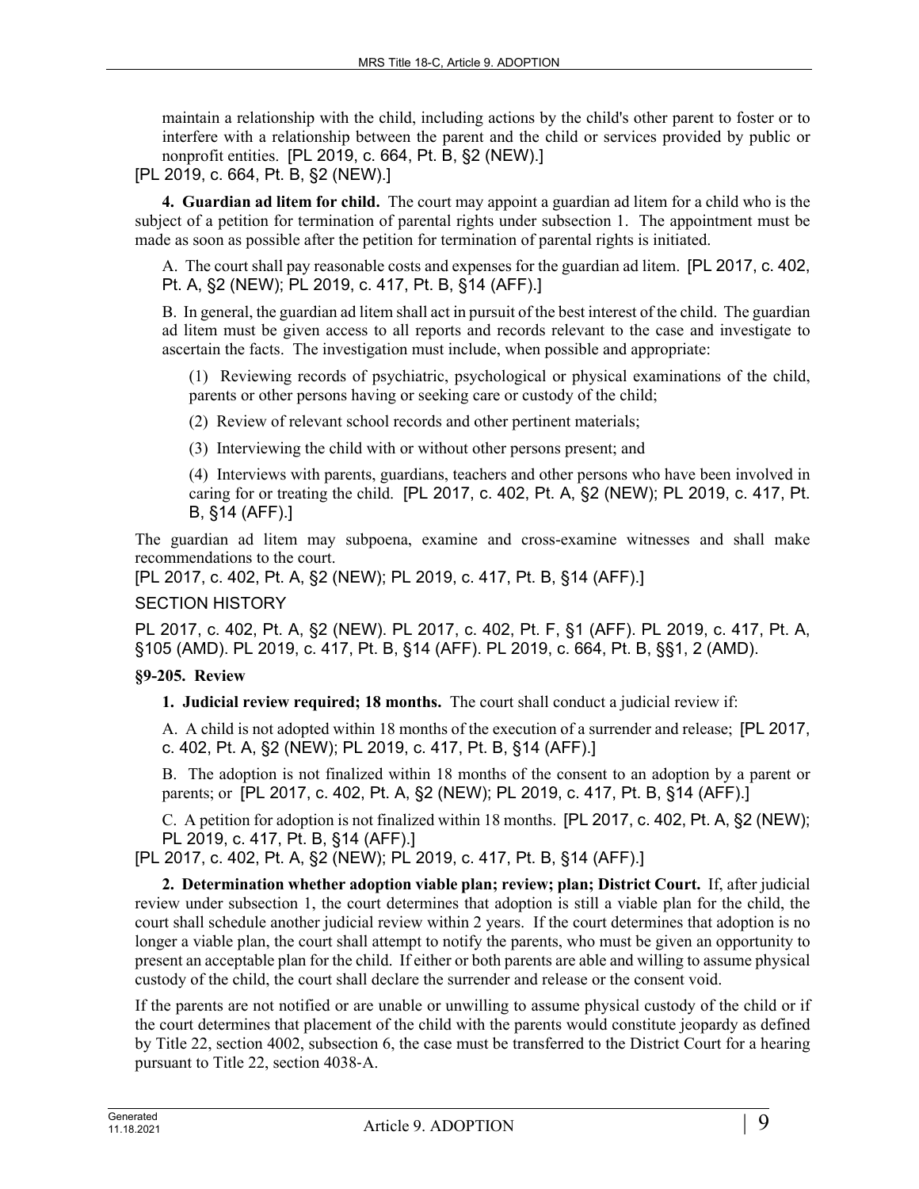maintain a relationship with the child, including actions by the child's other parent to foster or to interfere with a relationship between the parent and the child or services provided by public or nonprofit entities. [PL 2019, c. 664, Pt. B, §2 (NEW).]

[PL 2019, c. 664, Pt. B, §2 (NEW).]

**4. Guardian ad litem for child.** The court may appoint a guardian ad litem for a child who is the subject of a petition for termination of parental rights under subsection 1. The appointment must be made as soon as possible after the petition for termination of parental rights is initiated.

A. The court shall pay reasonable costs and expenses for the guardian ad litem. [PL 2017, c. 402, Pt. A, §2 (NEW); PL 2019, c. 417, Pt. B, §14 (AFF).]

B. In general, the guardian ad litem shall act in pursuit of the best interest of the child. The guardian ad litem must be given access to all reports and records relevant to the case and investigate to ascertain the facts. The investigation must include, when possible and appropriate:

(1) Reviewing records of psychiatric, psychological or physical examinations of the child, parents or other persons having or seeking care or custody of the child;

(2) Review of relevant school records and other pertinent materials;

(3) Interviewing the child with or without other persons present; and

(4) Interviews with parents, guardians, teachers and other persons who have been involved in caring for or treating the child. [PL 2017, c. 402, Pt. A, §2 (NEW); PL 2019, c. 417, Pt. B, §14 (AFF).]

The guardian ad litem may subpoena, examine and cross-examine witnesses and shall make recommendations to the court.

[PL 2017, c. 402, Pt. A, §2 (NEW); PL 2019, c. 417, Pt. B, §14 (AFF).]

SECTION HISTORY

PL 2017, c. 402, Pt. A, §2 (NEW). PL 2017, c. 402, Pt. F, §1 (AFF). PL 2019, c. 417, Pt. A, §105 (AMD). PL 2019, c. 417, Pt. B, §14 (AFF). PL 2019, c. 664, Pt. B, §§1, 2 (AMD).

### §9-205. Review

**1. Judicial review required; 18 months.** The court shall conduct a judicial review if:

A. A child is not adopted within 18 months of the execution of a surrender and release; [PL 2017, c. 402, Pt. A, §2 (NEW); PL 2019, c. 417, Pt. B, §14 (AFF).]

B. The adoption is not finalized within 18 months of the consent to an adoption by a parent or parents; or [PL 2017, c. 402, Pt. A, §2 (NEW); PL 2019, c. 417, Pt. B, §14 (AFF).]

C. A petition for adoption is not finalized within 18 months. [PL 2017, c. 402, Pt. A, §2 (NEW); PL 2019, c. 417, Pt. B, §14 (AFF).]

[PL 2017, c. 402, Pt. A, §2 (NEW); PL 2019, c. 417, Pt. B, §14 (AFF).]

**2. Determination whether adoption viable plan; review; plan; District Court.** If, after judicial review under subsection 1, the court determines that adoption is still a viable plan for the child, the court shall schedule another judicial review within 2 years. If the court determines that adoption is no longer a viable plan, the court shall attempt to notify the parents, who must be given an opportunity to present an acceptable plan for the child. If either or both parents are able and willing to assume physical custody of the child, the court shall declare the surrender and release or the consent void.

If the parents are not notified or are unable or unwilling to assume physical custody of the child or if the court determines that placement of the child with the parents would constitute jeopardy as defined by Title 22, section 4002, subsection 6, the case must be transferred to the District Court for a hearing pursuant to Title 22, section 4038-A.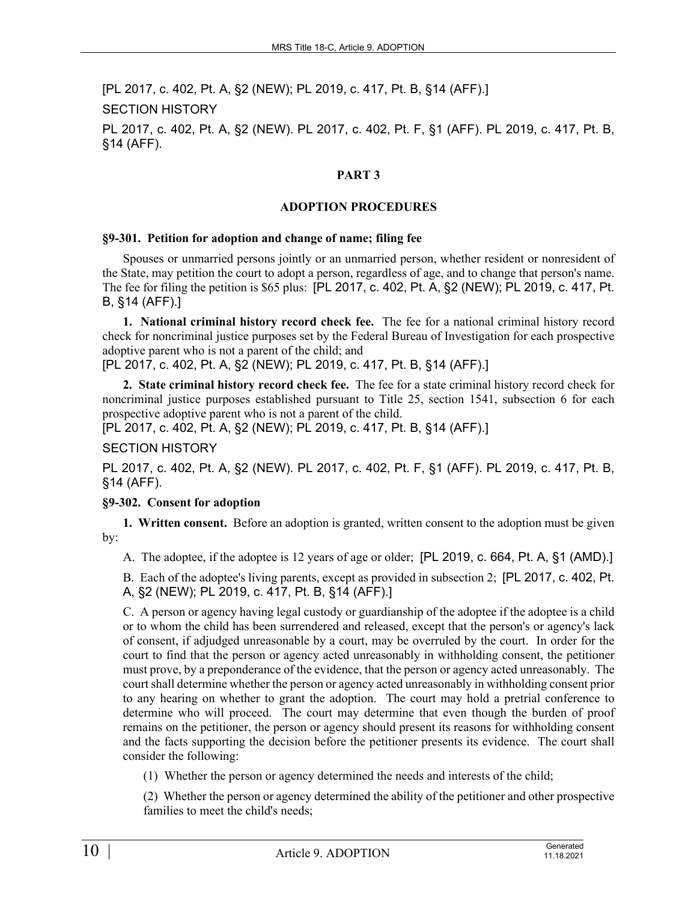[PL 2017, c. 402, Pt. A, §2 (NEW); PL 2019, c. 417, Pt. B, §14 (AFF).]

SECTION HISTORY

PL 2017, c. 402, Pt. A, §2 (NEW). PL 2017, c. 402, Pt. F, §1 (AFF). PL 2019, c. 417, Pt. B, §14 (AFF).

## PART 3

## ADOPTION PROCEDURES

### §9-301. Petition for adoption and change of name; filing fee

Spouses or unmarried persons jointly or an unmarried person, whether resident or nonresident of the State, may petition the court to adopt a person, regardless of age, and to change that person's name. The fee for filing the petition is $65 plus: [PL 2017, c. 402, Pt. A, §2 (NEW); PL 2019, c. 417, Pt. B, §14 (AFF).]

**1. National criminal history record check fee.** The fee for a national criminal history record check for noncriminal justice purposes set by the Federal Bureau of Investigation for each prospective adoptive parent who is not a parent of the child; and

[PL 2017, c. 402, Pt. A, §2 (NEW); PL 2019, c. 417, Pt. B, §14 (AFF).]

**2. State criminal history record check fee.** The fee for a state criminal history record check for noncriminal justice purposes established pursuant to Title 25, section 1541, subsection 6 for each prospective adoptive parent who is not a parent of the child.

[PL 2017, c. 402, Pt. A, §2 (NEW); PL 2019, c. 417, Pt. B, §14 (AFF).]

SECTION HISTORY

PL 2017, c. 402, Pt. A, §2 (NEW). PL 2017, c. 402, Pt. F, §1 (AFF). PL 2019, c. 417, Pt. B, §14 (AFF).

### §9-302. Consent for adoption

**1. Written consent.** Before an adoption is granted, written consent to the adoption must be given by:

A. The adoptee, if the adoptee is 12 years of age or older; [PL 2019, c. 664, Pt. A, §1 (AMD).]

B. Each of the adoptee's living parents, except as provided in subsection 2; [PL 2017, c. 402, Pt. A, §2 (NEW); PL 2019, c. 417, Pt. B, §14 (AFF).]

C. A person or agency having legal custody or guardianship of the adoptee if the adoptee is a child or to whom the child has been surrendered and released, except that the person's or agency's lack of consent, if adjudged unreasonable by a court, may be overruled by the court. In order for the court to find that the person or agency acted unreasonably in withholding consent, the petitioner must prove, by a preponderance of the evidence, that the person or agency acted unreasonably. The court shall determine whether the person or agency acted unreasonably in withholding consent prior to any hearing on whether to grant the adoption. The court may hold a pretrial conference to determine who will proceed. The court may determine that even though the burden of proof remains on the petitioner, the person or agency should present its reasons for withholding consent and the facts supporting the decision before the petitioner presents its evidence. The court shall consider the following:

(1) Whether the person or agency determined the needs and interests of the child;

(2) Whether the person or agency determined the ability of the petitioner and other prospective families to meet the child's needs;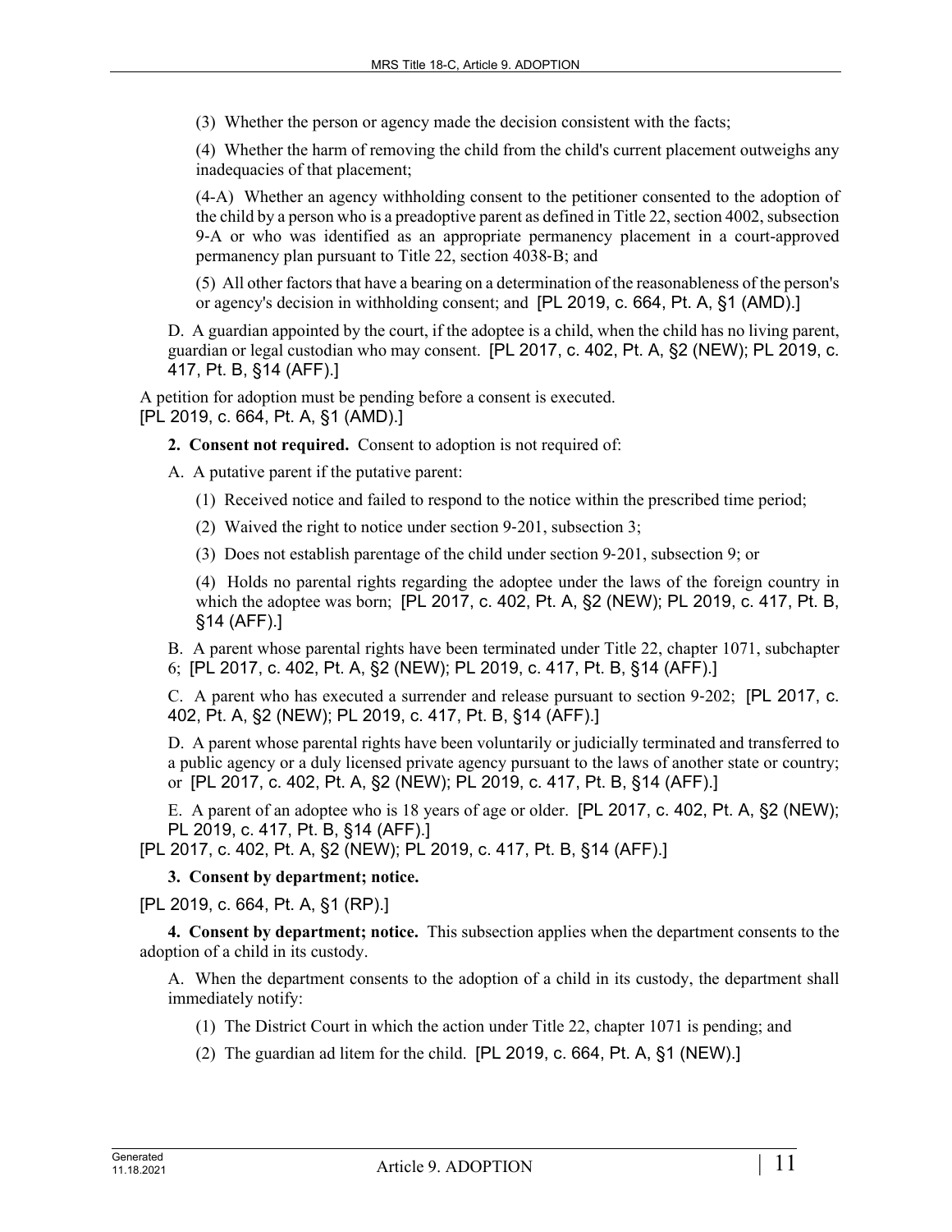(3) Whether the person or agency made the decision consistent with the facts;

(4) Whether the harm of removing the child from the child's current placement outweighs any inadequacies of that placement;

(4-A) Whether an agency withholding consent to the petitioner consented to the adoption of the child by a person who is a preadoptive parent as defined in Title 22, section 4002, subsection 9-A or who was identified as an appropriate permanency placement in a court-approved permanency plan pursuant to Title 22, section 4038-B; and

(5) All other factors that have a bearing on a determination of the reasonableness of the person's or agency's decision in withholding consent; and [PL 2019, c. 664, Pt. A, §1 (AMD).]

D. A guardian appointed by the court, if the adoptee is a child, when the child has no living parent, guardian or legal custodian who may consent. [PL 2017, c. 402, Pt. A, §2 (NEW); PL 2019, c. 417, Pt. B, §14 (AFF).]

A petition for adoption must be pending before a consent is executed.
[PL 2019, c. 664, Pt. A, §1 (AMD).]

**2. Consent not required.** Consent to adoption is not required of:

A. A putative parent if the putative parent:

(1) Received notice and failed to respond to the notice within the prescribed time period;

(2) Waived the right to notice under section 9-201, subsection 3;

(3) Does not establish parentage of the child under section 9-201, subsection 9; or

(4) Holds no parental rights regarding the adoptee under the laws of the foreign country in which the adoptee was born; [PL 2017, c. 402, Pt. A, §2 (NEW); PL 2019, c. 417, Pt. B, §14 (AFF).]

B. A parent whose parental rights have been terminated under Title 22, chapter 1071, subchapter 6; [PL 2017, c. 402, Pt. A, §2 (NEW); PL 2019, c. 417, Pt. B, §14 (AFF).]

C. A parent who has executed a surrender and release pursuant to section 9-202; [PL 2017, c. 402, Pt. A, §2 (NEW); PL 2019, c. 417, Pt. B, §14 (AFF).]

D. A parent whose parental rights have been voluntarily or judicially terminated and transferred to a public agency or a duly licensed private agency pursuant to the laws of another state or country; or [PL 2017, c. 402, Pt. A, §2 (NEW); PL 2019, c. 417, Pt. B, §14 (AFF).]

E. A parent of an adoptee who is 18 years of age or older. [PL 2017, c. 402, Pt. A, §2 (NEW); PL 2019, c. 417, Pt. B, §14 (AFF).]

[PL 2017, c. 402, Pt. A, §2 (NEW); PL 2019, c. 417, Pt. B, §14 (AFF).]

**3. Consent by department; notice.**

[PL 2019, c. 664, Pt. A, §1 (RP).]

**4. Consent by department; notice.** This subsection applies when the department consents to the adoption of a child in its custody.

A. When the department consents to the adoption of a child in its custody, the department shall immediately notify:

(1) The District Court in which the action under Title 22, chapter 1071 is pending; and

(2) The guardian ad litem for the child. [PL 2019, c. 664, Pt. A, §1 (NEW).]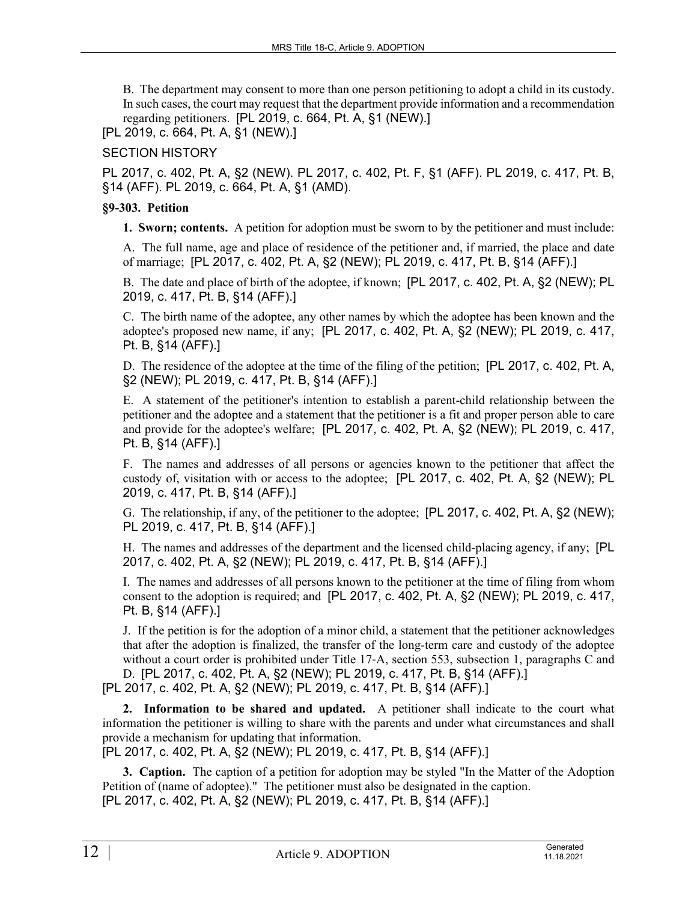B. The department may consent to more than one person petitioning to adopt a child in its custody. In such cases, the court may request that the department provide information and a recommendation regarding petitioners. [PL 2019, c. 664, Pt. A, §1 (NEW).]

[PL 2019, c. 664, Pt. A, §1 (NEW).]

SECTION HISTORY

PL 2017, c. 402, Pt. A, §2 (NEW). PL 2017, c. 402, Pt. F, §1 (AFF). PL 2019, c. 417, Pt. B, §14 (AFF). PL 2019, c. 664, Pt. A, §1 (AMD).

**§9-303. Petition**

**1. Sworn; contents.** A petition for adoption must be sworn to by the petitioner and must include:

A. The full name, age and place of residence of the petitioner and, if married, the place and date of marriage; [PL 2017, c. 402, Pt. A, §2 (NEW); PL 2019, c. 417, Pt. B, §14 (AFF).]

B. The date and place of birth of the adoptee, if known; [PL 2017, c. 402, Pt. A, §2 (NEW); PL 2019, c. 417, Pt. B, §14 (AFF).]

C. The birth name of the adoptee, any other names by which the adoptee has been known and the adoptee's proposed new name, if any; [PL 2017, c. 402, Pt. A, §2 (NEW); PL 2019, c. 417, Pt. B, §14 (AFF).]

D. The residence of the adoptee at the time of the filing of the petition; [PL 2017, c. 402, Pt. A, §2 (NEW); PL 2019, c. 417, Pt. B, §14 (AFF).]

E. A statement of the petitioner's intention to establish a parent-child relationship between the petitioner and the adoptee and a statement that the petitioner is a fit and proper person able to care and provide for the adoptee's welfare; [PL 2017, c. 402, Pt. A, §2 (NEW); PL 2019, c. 417, Pt. B, §14 (AFF).]

F. The names and addresses of all persons or agencies known to the petitioner that affect the custody of, visitation with or access to the adoptee; [PL 2017, c. 402, Pt. A, §2 (NEW); PL 2019, c. 417, Pt. B, §14 (AFF).]

G. The relationship, if any, of the petitioner to the adoptee; [PL 2017, c. 402, Pt. A, §2 (NEW); PL 2019, c. 417, Pt. B, §14 (AFF).]

H. The names and addresses of the department and the licensed child-placing agency, if any; [PL 2017, c. 402, Pt. A, §2 (NEW); PL 2019, c. 417, Pt. B, §14 (AFF).]

I. The names and addresses of all persons known to the petitioner at the time of filing from whom consent to the adoption is required; and [PL 2017, c. 402, Pt. A, §2 (NEW); PL 2019, c. 417, Pt. B, §14 (AFF).]

J. If the petition is for the adoption of a minor child, a statement that the petitioner acknowledges that after the adoption is finalized, the transfer of the long-term care and custody of the adoptee without a court order is prohibited under Title 17-A, section 553, subsection 1, paragraphs C and D. [PL 2017, c. 402, Pt. A, §2 (NEW); PL 2019, c. 417, Pt. B, §14 (AFF).]

[PL 2017, c. 402, Pt. A, §2 (NEW); PL 2019, c. 417, Pt. B, §14 (AFF).]

**2. Information to be shared and updated.** A petitioner shall indicate to the court what information the petitioner is willing to share with the parents and under what circumstances and shall provide a mechanism for updating that information.

[PL 2017, c. 402, Pt. A, §2 (NEW); PL 2019, c. 417, Pt. B, §14 (AFF).]

**3. Caption.** The caption of a petition for adoption may be styled "In the Matter of the Adoption Petition of (name of adoptee)." The petitioner must also be designated in the caption.

[PL 2017, c. 402, Pt. A, §2 (NEW); PL 2019, c. 417, Pt. B, §14 (AFF).]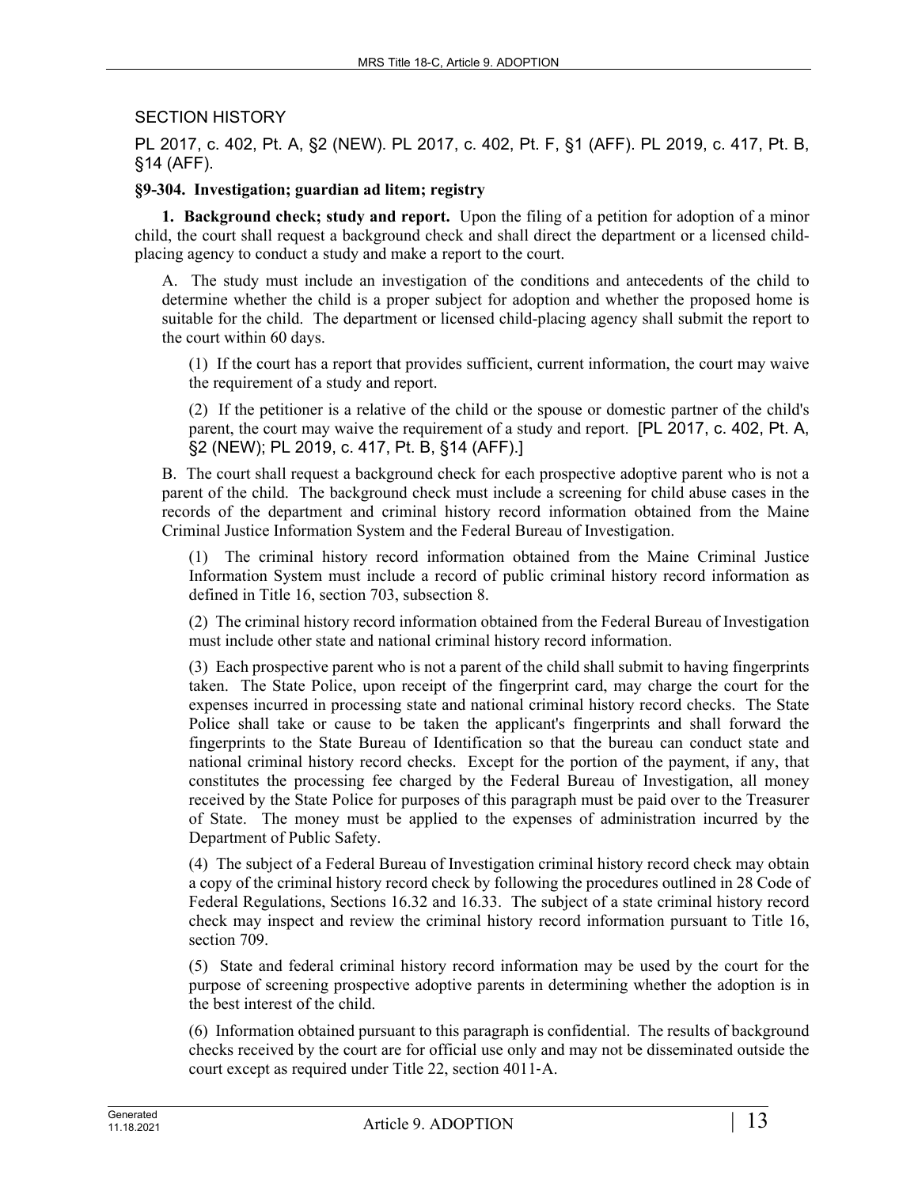SECTION HISTORY

PL 2017, c. 402, Pt. A, §2 (NEW). PL 2017, c. 402, Pt. F, §1 (AFF). PL 2019, c. 417, Pt. B, §14 (AFF).

**§9-304. Investigation; guardian ad litem; registry**

**1. Background check; study and report.** Upon the filing of a petition for adoption of a minor child, the court shall request a background check and shall direct the department or a licensed child-placing agency to conduct a study and make a report to the court.

A. The study must include an investigation of the conditions and antecedents of the child to determine whether the child is a proper subject for adoption and whether the proposed home is suitable for the child. The department or licensed child-placing agency shall submit the report to the court within 60 days.

(1) If the court has a report that provides sufficient, current information, the court may waive the requirement of a study and report.

(2) If the petitioner is a relative of the child or the spouse or domestic partner of the child's parent, the court may waive the requirement of a study and report. [PL 2017, c. 402, Pt. A, §2 (NEW); PL 2019, c. 417, Pt. B, §14 (AFF).]

B. The court shall request a background check for each prospective adoptive parent who is not a parent of the child. The background check must include a screening for child abuse cases in the records of the department and criminal history record information obtained from the Maine Criminal Justice Information System and the Federal Bureau of Investigation.

(1) The criminal history record information obtained from the Maine Criminal Justice Information System must include a record of public criminal history record information as defined in Title 16, section 703, subsection 8.

(2) The criminal history record information obtained from the Federal Bureau of Investigation must include other state and national criminal history record information.

(3) Each prospective parent who is not a parent of the child shall submit to having fingerprints taken. The State Police, upon receipt of the fingerprint card, may charge the court for the expenses incurred in processing state and national criminal history record checks. The State Police shall take or cause to be taken the applicant's fingerprints and shall forward the fingerprints to the State Bureau of Identification so that the bureau can conduct state and national criminal history record checks. Except for the portion of the payment, if any, that constitutes the processing fee charged by the Federal Bureau of Investigation, all money received by the State Police for purposes of this paragraph must be paid over to the Treasurer of State. The money must be applied to the expenses of administration incurred by the Department of Public Safety.

(4) The subject of a Federal Bureau of Investigation criminal history record check may obtain a copy of the criminal history record check by following the procedures outlined in 28 Code of Federal Regulations, Sections 16.32 and 16.33. The subject of a state criminal history record check may inspect and review the criminal history record information pursuant to Title 16, section 709.

(5) State and federal criminal history record information may be used by the court for the purpose of screening prospective adoptive parents in determining whether the adoption is in the best interest of the child.

(6) Information obtained pursuant to this paragraph is confidential. The results of background checks received by the court are for official use only and may not be disseminated outside the court except as required under Title 22, section 4011-A.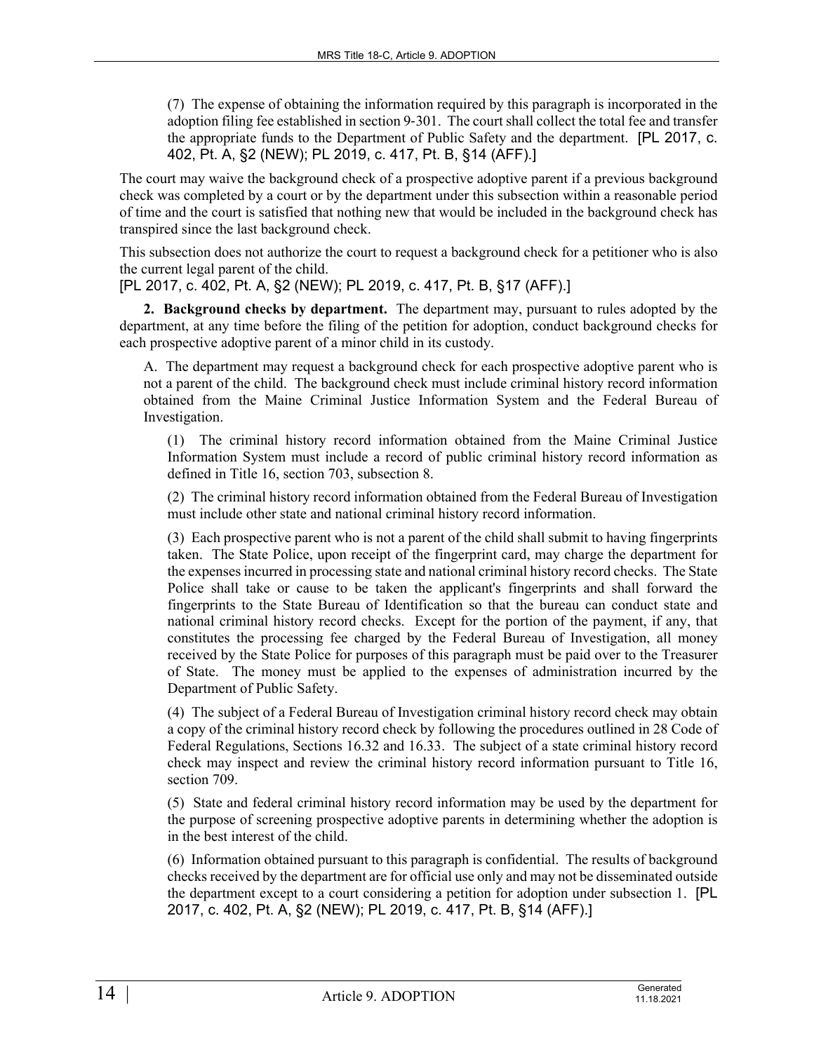(7) The expense of obtaining the information required by this paragraph is incorporated in the adoption filing fee established in section 9-301. The court shall collect the total fee and transfer the appropriate funds to the Department of Public Safety and the department. [PL 2017, c. 402, Pt. A, §2 (NEW); PL 2019, c. 417, Pt. B, §14 (AFF).]

The court may waive the background check of a prospective adoptive parent if a previous background check was completed by a court or by the department under this subsection within a reasonable period of time and the court is satisfied that nothing new that would be included in the background check has transpired since the last background check.

This subsection does not authorize the court to request a background check for a petitioner who is also the current legal parent of the child.

[PL 2017, c. 402, Pt. A, §2 (NEW); PL 2019, c. 417, Pt. B, §17 (AFF).]

**2. Background checks by department.** The department may, pursuant to rules adopted by the department, at any time before the filing of the petition for adoption, conduct background checks for each prospective adoptive parent of a minor child in its custody.

A. The department may request a background check for each prospective adoptive parent who is not a parent of the child. The background check must include criminal history record information obtained from the Maine Criminal Justice Information System and the Federal Bureau of Investigation.

(1) The criminal history record information obtained from the Maine Criminal Justice Information System must include a record of public criminal history record information as defined in Title 16, section 703, subsection 8.

(2) The criminal history record information obtained from the Federal Bureau of Investigation must include other state and national criminal history record information.

(3) Each prospective parent who is not a parent of the child shall submit to having fingerprints taken. The State Police, upon receipt of the fingerprint card, may charge the department for the expenses incurred in processing state and national criminal history record checks. The State Police shall take or cause to be taken the applicant's fingerprints and shall forward the fingerprints to the State Bureau of Identification so that the bureau can conduct state and national criminal history record checks. Except for the portion of the payment, if any, that constitutes the processing fee charged by the Federal Bureau of Investigation, all money received by the State Police for purposes of this paragraph must be paid over to the Treasurer of State. The money must be applied to the expenses of administration incurred by the Department of Public Safety.

(4) The subject of a Federal Bureau of Investigation criminal history record check may obtain a copy of the criminal history record check by following the procedures outlined in 28 Code of Federal Regulations, Sections 16.32 and 16.33. The subject of a state criminal history record check may inspect and review the criminal history record information pursuant to Title 16, section 709.

(5) State and federal criminal history record information may be used by the department for the purpose of screening prospective adoptive parents in determining whether the adoption is in the best interest of the child.

(6) Information obtained pursuant to this paragraph is confidential. The results of background checks received by the department are for official use only and may not be disseminated outside the department except to a court considering a petition for adoption under subsection 1. [PL 2017, c. 402, Pt. A, §2 (NEW); PL 2019, c. 417, Pt. B, §14 (AFF).]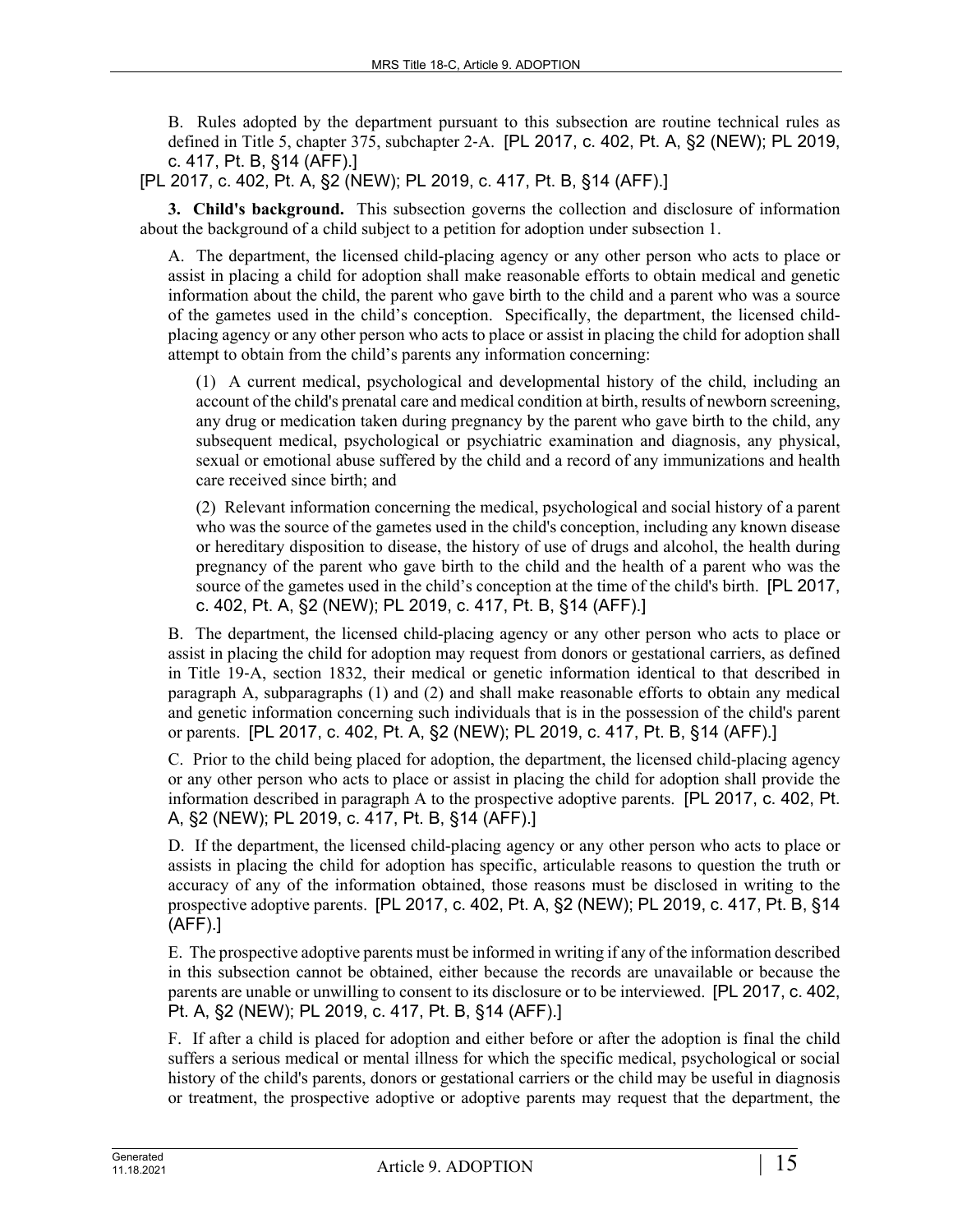B. Rules adopted by the department pursuant to this subsection are routine technical rules as defined in Title 5, chapter 375, subchapter 2-A. [PL 2017, c. 402, Pt. A, §2 (NEW); PL 2019, c. 417, Pt. B, §14 (AFF).]

[PL 2017, c. 402, Pt. A, §2 (NEW); PL 2019, c. 417, Pt. B, §14 (AFF).]

**3. Child's background.** This subsection governs the collection and disclosure of information about the background of a child subject to a petition for adoption under subsection 1.

A. The department, the licensed child-placing agency or any other person who acts to place or assist in placing a child for adoption shall make reasonable efforts to obtain medical and genetic information about the child, the parent who gave birth to the child and a parent who was a source of the gametes used in the child's conception. Specifically, the department, the licensed child-placing agency or any other person who acts to place or assist in placing the child for adoption shall attempt to obtain from the child's parents any information concerning:

(1) A current medical, psychological and developmental history of the child, including an account of the child's prenatal care and medical condition at birth, results of newborn screening, any drug or medication taken during pregnancy by the parent who gave birth to the child, any subsequent medical, psychological or psychiatric examination and diagnosis, any physical, sexual or emotional abuse suffered by the child and a record of any immunizations and health care received since birth; and

(2) Relevant information concerning the medical, psychological and social history of a parent who was the source of the gametes used in the child's conception, including any known disease or hereditary disposition to disease, the history of use of drugs and alcohol, the health during pregnancy of the parent who gave birth to the child and the health of a parent who was the source of the gametes used in the child's conception at the time of the child's birth. [PL 2017, c. 402, Pt. A, §2 (NEW); PL 2019, c. 417, Pt. B, §14 (AFF).]

B. The department, the licensed child-placing agency or any other person who acts to place or assist in placing the child for adoption may request from donors or gestational carriers, as defined in Title 19-A, section 1832, their medical or genetic information identical to that described in paragraph A, subparagraphs (1) and (2) and shall make reasonable efforts to obtain any medical and genetic information concerning such individuals that is in the possession of the child's parent or parents. [PL 2017, c. 402, Pt. A, §2 (NEW); PL 2019, c. 417, Pt. B, §14 (AFF).]

C. Prior to the child being placed for adoption, the department, the licensed child-placing agency or any other person who acts to place or assist in placing the child for adoption shall provide the information described in paragraph A to the prospective adoptive parents. [PL 2017, c. 402, Pt. A, §2 (NEW); PL 2019, c. 417, Pt. B, §14 (AFF).]

D. If the department, the licensed child-placing agency or any other person who acts to place or assists in placing the child for adoption has specific, articulable reasons to question the truth or accuracy of any of the information obtained, those reasons must be disclosed in writing to the prospective adoptive parents. [PL 2017, c. 402, Pt. A, §2 (NEW); PL 2019, c. 417, Pt. B, §14 (AFF).]

E. The prospective adoptive parents must be informed in writing if any of the information described in this subsection cannot be obtained, either because the records are unavailable or because the parents are unable or unwilling to consent to its disclosure or to be interviewed. [PL 2017, c. 402, Pt. A, §2 (NEW); PL 2019, c. 417, Pt. B, §14 (AFF).]

F. If after a child is placed for adoption and either before or after the adoption is final the child suffers a serious medical or mental illness for which the specific medical, psychological or social history of the child's parents, donors or gestational carriers or the child may be useful in diagnosis or treatment, the prospective adoptive or adoptive parents may request that the department, the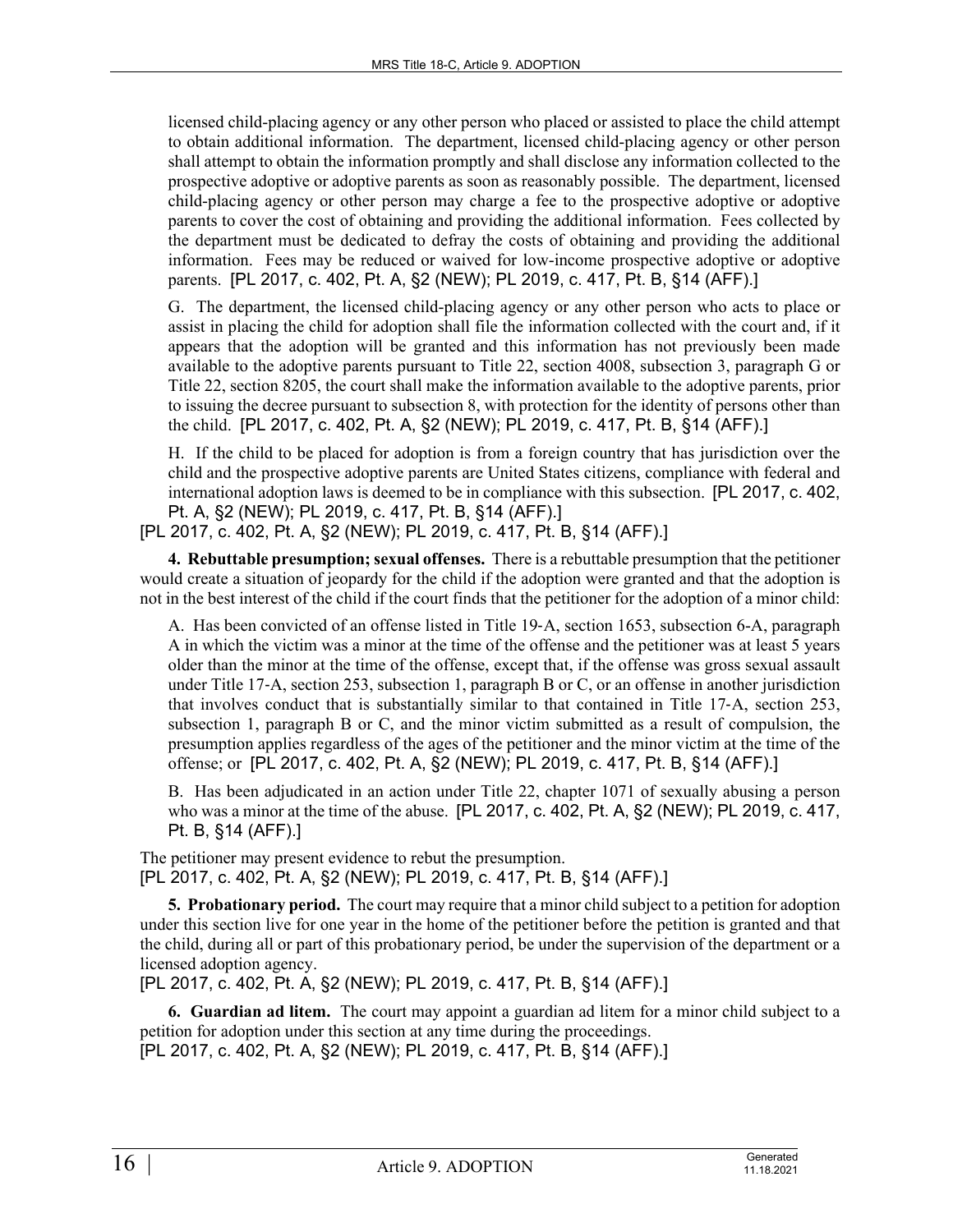licensed child-placing agency or any other person who placed or assisted to place the child attempt to obtain additional information. The department, licensed child-placing agency or other person shall attempt to obtain the information promptly and shall disclose any information collected to the prospective adoptive or adoptive parents as soon as reasonably possible. The department, licensed child-placing agency or other person may charge a fee to the prospective adoptive or adoptive parents to cover the cost of obtaining and providing the additional information. Fees collected by the department must be dedicated to defray the costs of obtaining and providing the additional information. Fees may be reduced or waived for low-income prospective adoptive or adoptive parents. [PL 2017, c. 402, Pt. A, §2 (NEW); PL 2019, c. 417, Pt. B, §14 (AFF).]

G. The department, the licensed child-placing agency or any other person who acts to place or assist in placing the child for adoption shall file the information collected with the court and, if it appears that the adoption will be granted and this information has not previously been made available to the adoptive parents pursuant to Title 22, section 4008, subsection 3, paragraph G or Title 22, section 8205, the court shall make the information available to the adoptive parents, prior to issuing the decree pursuant to subsection 8, with protection for the identity of persons other than the child. [PL 2017, c. 402, Pt. A, §2 (NEW); PL 2019, c. 417, Pt. B, §14 (AFF).]

H. If the child to be placed for adoption is from a foreign country that has jurisdiction over the child and the prospective adoptive parents are United States citizens, compliance with federal and international adoption laws is deemed to be in compliance with this subsection. [PL 2017, c. 402, Pt. A, §2 (NEW); PL 2019, c. 417, Pt. B, §14 (AFF).]

[PL 2017, c. 402, Pt. A, §2 (NEW); PL 2019, c. 417, Pt. B, §14 (AFF).]

**4. Rebuttable presumption; sexual offenses.** There is a rebuttable presumption that the petitioner would create a situation of jeopardy for the child if the adoption were granted and that the adoption is not in the best interest of the child if the court finds that the petitioner for the adoption of a minor child:

A. Has been convicted of an offense listed in Title 19-A, section 1653, subsection 6-A, paragraph A in which the victim was a minor at the time of the offense and the petitioner was at least 5 years older than the minor at the time of the offense, except that, if the offense was gross sexual assault under Title 17-A, section 253, subsection 1, paragraph B or C, or an offense in another jurisdiction that involves conduct that is substantially similar to that contained in Title 17-A, section 253, subsection 1, paragraph B or C, and the minor victim submitted as a result of compulsion, the presumption applies regardless of the ages of the petitioner and the minor victim at the time of the offense; or [PL 2017, c. 402, Pt. A, §2 (NEW); PL 2019, c. 417, Pt. B, §14 (AFF).]

B. Has been adjudicated in an action under Title 22, chapter 1071 of sexually abusing a person who was a minor at the time of the abuse. [PL 2017, c. 402, Pt. A, §2 (NEW); PL 2019, c. 417, Pt. B, §14 (AFF).]

The petitioner may present evidence to rebut the presumption.
[PL 2017, c. 402, Pt. A, §2 (NEW); PL 2019, c. 417, Pt. B, §14 (AFF).]

**5. Probationary period.** The court may require that a minor child subject to a petition for adoption under this section live for one year in the home of the petitioner before the petition is granted and that the child, during all or part of this probationary period, be under the supervision of the department or a licensed adoption agency.
[PL 2017, c. 402, Pt. A, §2 (NEW); PL 2019, c. 417, Pt. B, §14 (AFF).]

**6. Guardian ad litem.** The court may appoint a guardian ad litem for a minor child subject to a petition for adoption under this section at any time during the proceedings.
[PL 2017, c. 402, Pt. A, §2 (NEW); PL 2019, c. 417, Pt. B, §14 (AFF).]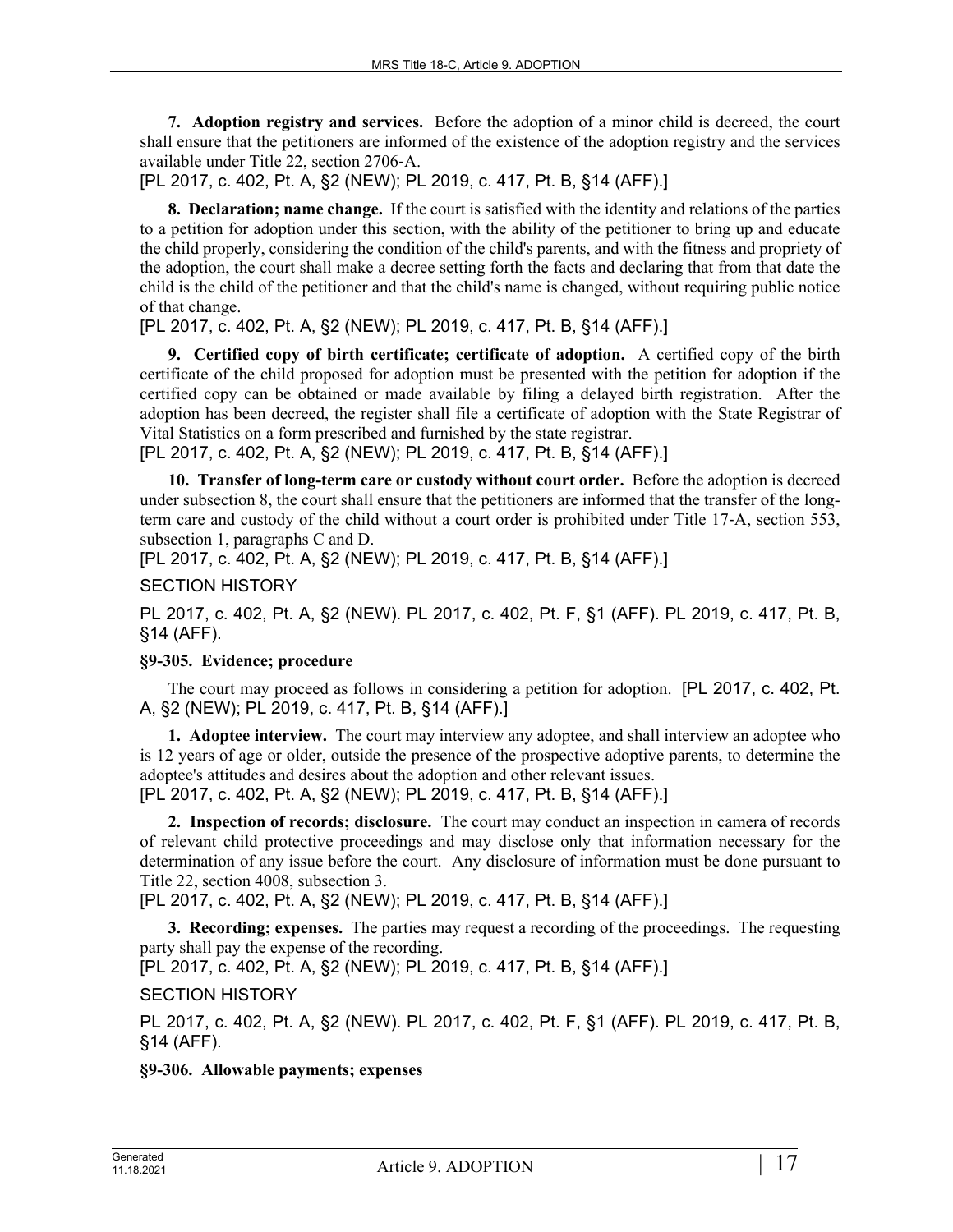**7. Adoption registry and services.** Before the adoption of a minor child is decreed, the court shall ensure that the petitioners are informed of the existence of the adoption registry and the services available under Title 22, section 2706-A.

[PL 2017, c. 402, Pt. A, §2 (NEW); PL 2019, c. 417, Pt. B, §14 (AFF).]

**8. Declaration; name change.** If the court is satisfied with the identity and relations of the parties to a petition for adoption under this section, with the ability of the petitioner to bring up and educate the child properly, considering the condition of the child's parents, and with the fitness and propriety of the adoption, the court shall make a decree setting forth the facts and declaring that from that date the child is the child of the petitioner and that the child's name is changed, without requiring public notice of that change.

[PL 2017, c. 402, Pt. A, §2 (NEW); PL 2019, c. 417, Pt. B, §14 (AFF).]

**9. Certified copy of birth certificate; certificate of adoption.** A certified copy of the birth certificate of the child proposed for adoption must be presented with the petition for adoption if the certified copy can be obtained or made available by filing a delayed birth registration. After the adoption has been decreed, the register shall file a certificate of adoption with the State Registrar of Vital Statistics on a form prescribed and furnished by the state registrar.

[PL 2017, c. 402, Pt. A, §2 (NEW); PL 2019, c. 417, Pt. B, §14 (AFF).]

**10. Transfer of long-term care or custody without court order.** Before the adoption is decreed under subsection 8, the court shall ensure that the petitioners are informed that the transfer of the long-term care and custody of the child without a court order is prohibited under Title 17-A, section 553, subsection 1, paragraphs C and D.

[PL 2017, c. 402, Pt. A, §2 (NEW); PL 2019, c. 417, Pt. B, §14 (AFF).]

SECTION HISTORY

PL 2017, c. 402, Pt. A, §2 (NEW). PL 2017, c. 402, Pt. F, §1 (AFF). PL 2019, c. 417, Pt. B, §14 (AFF).

**§9-305. Evidence; procedure**

The court may proceed as follows in considering a petition for adoption. [PL 2017, c. 402, Pt. A, §2 (NEW); PL 2019, c. 417, Pt. B, §14 (AFF).]

**1. Adoptee interview.** The court may interview any adoptee, and shall interview an adoptee who is 12 years of age or older, outside the presence of the prospective adoptive parents, to determine the adoptee's attitudes and desires about the adoption and other relevant issues.

[PL 2017, c. 402, Pt. A, §2 (NEW); PL 2019, c. 417, Pt. B, §14 (AFF).]

**2. Inspection of records; disclosure.** The court may conduct an inspection in camera of records of relevant child protective proceedings and may disclose only that information necessary for the determination of any issue before the court. Any disclosure of information must be done pursuant to Title 22, section 4008, subsection 3.

[PL 2017, c. 402, Pt. A, §2 (NEW); PL 2019, c. 417, Pt. B, §14 (AFF).]

**3. Recording; expenses.** The parties may request a recording of the proceedings. The requesting party shall pay the expense of the recording.

[PL 2017, c. 402, Pt. A, §2 (NEW); PL 2019, c. 417, Pt. B, §14 (AFF).]

SECTION HISTORY

PL 2017, c. 402, Pt. A, §2 (NEW). PL 2017, c. 402, Pt. F, §1 (AFF). PL 2019, c. 417, Pt. B, §14 (AFF).

**§9-306. Allowable payments; expenses**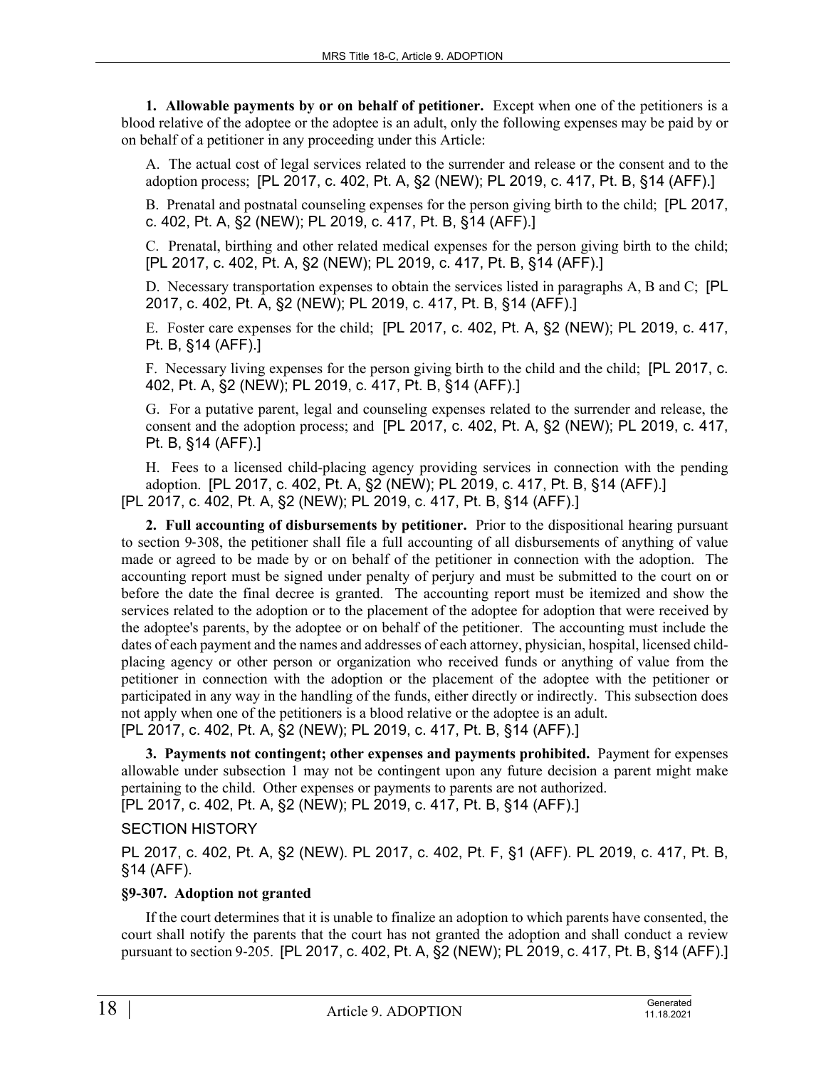**1. Allowable payments by or on behalf of petitioner.** Except when one of the petitioners is a blood relative of the adoptee or the adoptee is an adult, only the following expenses may be paid by or on behalf of a petitioner in any proceeding under this Article:

A. The actual cost of legal services related to the surrender and release or the consent and to the adoption process; [PL 2017, c. 402, Pt. A, §2 (NEW); PL 2019, c. 417, Pt. B, §14 (AFF).]

B. Prenatal and postnatal counseling expenses for the person giving birth to the child; [PL 2017, c. 402, Pt. A, §2 (NEW); PL 2019, c. 417, Pt. B, §14 (AFF).]

C. Prenatal, birthing and other related medical expenses for the person giving birth to the child; [PL 2017, c. 402, Pt. A, §2 (NEW); PL 2019, c. 417, Pt. B, §14 (AFF).]

D. Necessary transportation expenses to obtain the services listed in paragraphs A, B and C; [PL 2017, c. 402, Pt. A, §2 (NEW); PL 2019, c. 417, Pt. B, §14 (AFF).]

E. Foster care expenses for the child; [PL 2017, c. 402, Pt. A, §2 (NEW); PL 2019, c. 417, Pt. B, §14 (AFF).]

F. Necessary living expenses for the person giving birth to the child and the child; [PL 2017, c. 402, Pt. A, §2 (NEW); PL 2019, c. 417, Pt. B, §14 (AFF).]

G. For a putative parent, legal and counseling expenses related to the surrender and release, the consent and the adoption process; and [PL 2017, c. 402, Pt. A, §2 (NEW); PL 2019, c. 417, Pt. B, §14 (AFF).]

H. Fees to a licensed child-placing agency providing services in connection with the pending adoption. [PL 2017, c. 402, Pt. A, §2 (NEW); PL 2019, c. 417, Pt. B, §14 (AFF).]

[PL 2017, c. 402, Pt. A, §2 (NEW); PL 2019, c. 417, Pt. B, §14 (AFF).]

**2. Full accounting of disbursements by petitioner.** Prior to the dispositional hearing pursuant to section 9-308, the petitioner shall file a full accounting of all disbursements of anything of value made or agreed to be made by or on behalf of the petitioner in connection with the adoption. The accounting report must be signed under penalty of perjury and must be submitted to the court on or before the date the final decree is granted. The accounting report must be itemized and show the services related to the adoption or to the placement of the adoptee for adoption that were received by the adoptee's parents, by the adoptee or on behalf of the petitioner. The accounting must include the dates of each payment and the names and addresses of each attorney, physician, hospital, licensed child-placing agency or other person or organization who received funds or anything of value from the petitioner in connection with the adoption or the placement of the adoptee with the petitioner or participated in any way in the handling of the funds, either directly or indirectly. This subsection does not apply when one of the petitioners is a blood relative or the adoptee is an adult.

[PL 2017, c. 402, Pt. A, §2 (NEW); PL 2019, c. 417, Pt. B, §14 (AFF).]

**3. Payments not contingent; other expenses and payments prohibited.** Payment for expenses allowable under subsection 1 may not be contingent upon any future decision a parent might make pertaining to the child. Other expenses or payments to parents are not authorized.

[PL 2017, c. 402, Pt. A, §2 (NEW); PL 2019, c. 417, Pt. B, §14 (AFF).]

SECTION HISTORY

PL 2017, c. 402, Pt. A, §2 (NEW). PL 2017, c. 402, Pt. F, §1 (AFF). PL 2019, c. 417, Pt. B, §14 (AFF).

### §9-307. Adoption not granted

If the court determines that it is unable to finalize an adoption to which parents have consented, the court shall notify the parents that the court has not granted the adoption and shall conduct a review pursuant to section 9-205. [PL 2017, c. 402, Pt. A, §2 (NEW); PL 2019, c. 417, Pt. B, §14 (AFF).]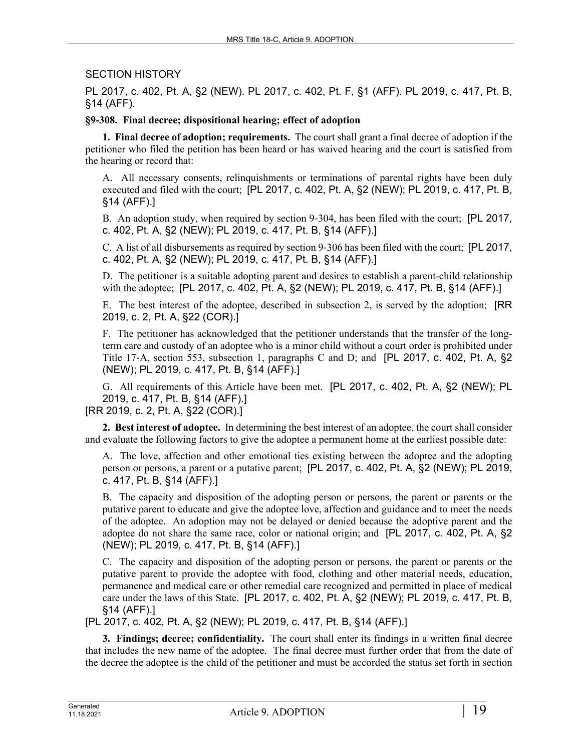SECTION HISTORY

PL 2017, c. 402, Pt. A, §2 (NEW). PL 2017, c. 402, Pt. F, §1 (AFF). PL 2019, c. 417, Pt. B, §14 (AFF).

**§9-308. Final decree; dispositional hearing; effect of adoption**

**1. Final decree of adoption; requirements.** The court shall grant a final decree of adoption if the petitioner who filed the petition has been heard or has waived hearing and the court is satisfied from the hearing or record that:

A. All necessary consents, relinquishments or terminations of parental rights have been duly executed and filed with the court; [PL 2017, c. 402, Pt. A, §2 (NEW); PL 2019, c. 417, Pt. B, §14 (AFF).]

B. An adoption study, when required by section 9-304, has been filed with the court; [PL 2017, c. 402, Pt. A, §2 (NEW); PL 2019, c. 417, Pt. B, §14 (AFF).]

C. A list of all disbursements as required by section 9-306 has been filed with the court; [PL 2017, c. 402, Pt. A, §2 (NEW); PL 2019, c. 417, Pt. B, §14 (AFF).]

D. The petitioner is a suitable adopting parent and desires to establish a parent-child relationship with the adoptee; [PL 2017, c. 402, Pt. A, §2 (NEW); PL 2019, c. 417, Pt. B, §14 (AFF).]

E. The best interest of the adoptee, described in subsection 2, is served by the adoption; [RR 2019, c. 2, Pt. A, §22 (COR).]

F. The petitioner has acknowledged that the petitioner understands that the transfer of the long-term care and custody of an adoptee who is a minor child without a court order is prohibited under Title 17-A, section 553, subsection 1, paragraphs C and D; and [PL 2017, c. 402, Pt. A, §2 (NEW); PL 2019, c. 417, Pt. B, §14 (AFF).]

G. All requirements of this Article have been met. [PL 2017, c. 402, Pt. A, §2 (NEW); PL 2019, c. 417, Pt. B, §14 (AFF).]

[RR 2019, c. 2, Pt. A, §22 (COR).]

**2. Best interest of adoptee.** In determining the best interest of an adoptee, the court shall consider and evaluate the following factors to give the adoptee a permanent home at the earliest possible date:

A. The love, affection and other emotional ties existing between the adoptee and the adopting person or persons, a parent or a putative parent; [PL 2017, c. 402, Pt. A, §2 (NEW); PL 2019, c. 417, Pt. B, §14 (AFF).]

B. The capacity and disposition of the adopting person or persons, the parent or parents or the putative parent to educate and give the adoptee love, affection and guidance and to meet the needs of the adoptee. An adoption may not be delayed or denied because the adoptive parent and the adoptee do not share the same race, color or national origin; and [PL 2017, c. 402, Pt. A, §2 (NEW); PL 2019, c. 417, Pt. B, §14 (AFF).]

C. The capacity and disposition of the adopting person or persons, the parent or parents or the putative parent to provide the adoptee with food, clothing and other material needs, education, permanence and medical care or other remedial care recognized and permitted in place of medical care under the laws of this State. [PL 2017, c. 402, Pt. A, §2 (NEW); PL 2019, c. 417, Pt. B, §14 (AFF).]

[PL 2017, c. 402, Pt. A, §2 (NEW); PL 2019, c. 417, Pt. B, §14 (AFF).]

**3. Findings; decree; confidentiality.** The court shall enter its findings in a written final decree that includes the new name of the adoptee. The final decree must further order that from the date of the decree the adoptee is the child of the petitioner and must be accorded the status set forth in section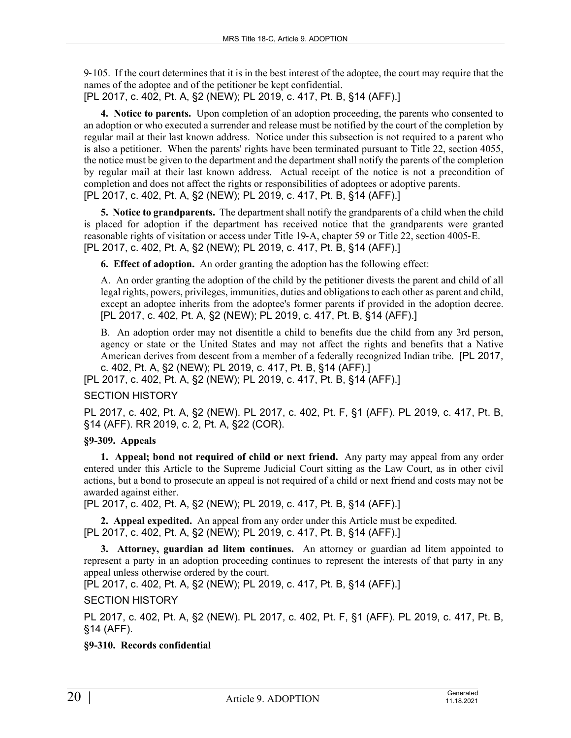9-105. If the court determines that it is in the best interest of the adoptee, the court may require that the names of the adoptee and of the petitioner be kept confidential.

[PL 2017, c. 402, Pt. A, §2 (NEW); PL 2019, c. 417, Pt. B, §14 (AFF).]

**4. Notice to parents.** Upon completion of an adoption proceeding, the parents who consented to an adoption or who executed a surrender and release must be notified by the court of the completion by regular mail at their last known address. Notice under this subsection is not required to a parent who is also a petitioner. When the parents' rights have been terminated pursuant to Title 22, section 4055, the notice must be given to the department and the department shall notify the parents of the completion by regular mail at their last known address. Actual receipt of the notice is not a precondition of completion and does not affect the rights or responsibilities of adoptees or adoptive parents.

[PL 2017, c. 402, Pt. A, §2 (NEW); PL 2019, c. 417, Pt. B, §14 (AFF).]

**5. Notice to grandparents.** The department shall notify the grandparents of a child when the child is placed for adoption if the department has received notice that the grandparents were granted reasonable rights of visitation or access under Title 19-A, chapter 59 or Title 22, section 4005-E.

[PL 2017, c. 402, Pt. A, §2 (NEW); PL 2019, c. 417, Pt. B, §14 (AFF).]

**6. Effect of adoption.** An order granting the adoption has the following effect:

A. An order granting the adoption of the child by the petitioner divests the parent and child of all legal rights, powers, privileges, immunities, duties and obligations to each other as parent and child, except an adoptee inherits from the adoptee's former parents if provided in the adoption decree. [PL 2017, c. 402, Pt. A, §2 (NEW); PL 2019, c. 417, Pt. B, §14 (AFF).]

B. An adoption order may not disentitle a child to benefits due the child from any 3rd person, agency or state or the United States and may not affect the rights and benefits that a Native American derives from descent from a member of a federally recognized Indian tribe. [PL 2017, c. 402, Pt. A, §2 (NEW); PL 2019, c. 417, Pt. B, §14 (AFF).]

[PL 2017, c. 402, Pt. A, §2 (NEW); PL 2019, c. 417, Pt. B, §14 (AFF).]

SECTION HISTORY

PL 2017, c. 402, Pt. A, §2 (NEW). PL 2017, c. 402, Pt. F, §1 (AFF). PL 2019, c. 417, Pt. B, §14 (AFF). RR 2019, c. 2, Pt. A, §22 (COR).

### §9-309. Appeals

**1. Appeal; bond not required of child or next friend.** Any party may appeal from any order entered under this Article to the Supreme Judicial Court sitting as the Law Court, as in other civil actions, but a bond to prosecute an appeal is not required of a child or next friend and costs may not be awarded against either.

[PL 2017, c. 402, Pt. A, §2 (NEW); PL 2019, c. 417, Pt. B, §14 (AFF).]

**2. Appeal expedited.** An appeal from any order under this Article must be expedited.

[PL 2017, c. 402, Pt. A, §2 (NEW); PL 2019, c. 417, Pt. B, §14 (AFF).]

**3. Attorney, guardian ad litem continues.** An attorney or guardian ad litem appointed to represent a party in an adoption proceeding continues to represent the interests of that party in any appeal unless otherwise ordered by the court.

[PL 2017, c. 402, Pt. A, §2 (NEW); PL 2019, c. 417, Pt. B, §14 (AFF).]

SECTION HISTORY

PL 2017, c. 402, Pt. A, §2 (NEW). PL 2017, c. 402, Pt. F, §1 (AFF). PL 2019, c. 417, Pt. B, §14 (AFF).

### §9-310. Records confidential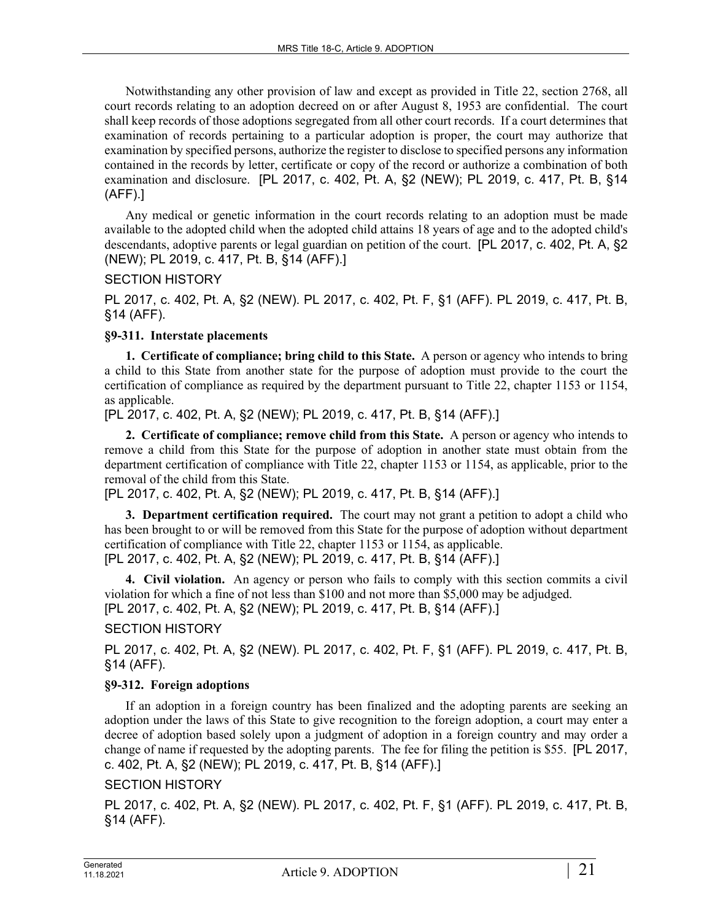Notwithstanding any other provision of law and except as provided in Title 22, section 2768, all court records relating to an adoption decreed on or after August 8, 1953 are confidential. The court shall keep records of those adoptions segregated from all other court records. If a court determines that examination of records pertaining to a particular adoption is proper, the court may authorize that examination by specified persons, authorize the register to disclose to specified persons any information contained in the records by letter, certificate or copy of the record or authorize a combination of both examination and disclosure. [PL 2017, c. 402, Pt. A, §2 (NEW); PL 2019, c. 417, Pt. B, §14 (AFF).]

Any medical or genetic information in the court records relating to an adoption must be made available to the adopted child when the adopted child attains 18 years of age and to the adopted child's descendants, adoptive parents or legal guardian on petition of the court. [PL 2017, c. 402, Pt. A, §2 (NEW); PL 2019, c. 417, Pt. B, §14 (AFF).]

SECTION HISTORY

PL 2017, c. 402, Pt. A, §2 (NEW). PL 2017, c. 402, Pt. F, §1 (AFF). PL 2019, c. 417, Pt. B, §14 (AFF).

**§9-311. Interstate placements**

**1. Certificate of compliance; bring child to this State.** A person or agency who intends to bring a child to this State from another state for the purpose of adoption must provide to the court the certification of compliance as required by the department pursuant to Title 22, chapter 1153 or 1154, as applicable.

[PL 2017, c. 402, Pt. A, §2 (NEW); PL 2019, c. 417, Pt. B, §14 (AFF).]

**2. Certificate of compliance; remove child from this State.** A person or agency who intends to remove a child from this State for the purpose of adoption in another state must obtain from the department certification of compliance with Title 22, chapter 1153 or 1154, as applicable, prior to the removal of the child from this State.

[PL 2017, c. 402, Pt. A, §2 (NEW); PL 2019, c. 417, Pt. B, §14 (AFF).]

**3. Department certification required.** The court may not grant a petition to adopt a child who has been brought to or will be removed from this State for the purpose of adoption without department certification of compliance with Title 22, chapter 1153 or 1154, as applicable.

[PL 2017, c. 402, Pt. A, §2 (NEW); PL 2019, c. 417, Pt. B, §14 (AFF).]

**4. Civil violation.** An agency or person who fails to comply with this section commits a civil violation for which a fine of not less than $100 and not more than $5,000 may be adjudged.

[PL 2017, c. 402, Pt. A, §2 (NEW); PL 2019, c. 417, Pt. B, §14 (AFF).]

SECTION HISTORY

PL 2017, c. 402, Pt. A, §2 (NEW). PL 2017, c. 402, Pt. F, §1 (AFF). PL 2019, c. 417, Pt. B, §14 (AFF).

**§9-312. Foreign adoptions**

If an adoption in a foreign country has been finalized and the adopting parents are seeking an adoption under the laws of this State to give recognition to the foreign adoption, a court may enter a decree of adoption based solely upon a judgment of adoption in a foreign country and may order a change of name if requested by the adopting parents. The fee for filing the petition is $55. [PL 2017, c. 402, Pt. A, §2 (NEW); PL 2019, c. 417, Pt. B, §14 (AFF).]

SECTION HISTORY

PL 2017, c. 402, Pt. A, §2 (NEW). PL 2017, c. 402, Pt. F, §1 (AFF). PL 2019, c. 417, Pt. B, §14 (AFF).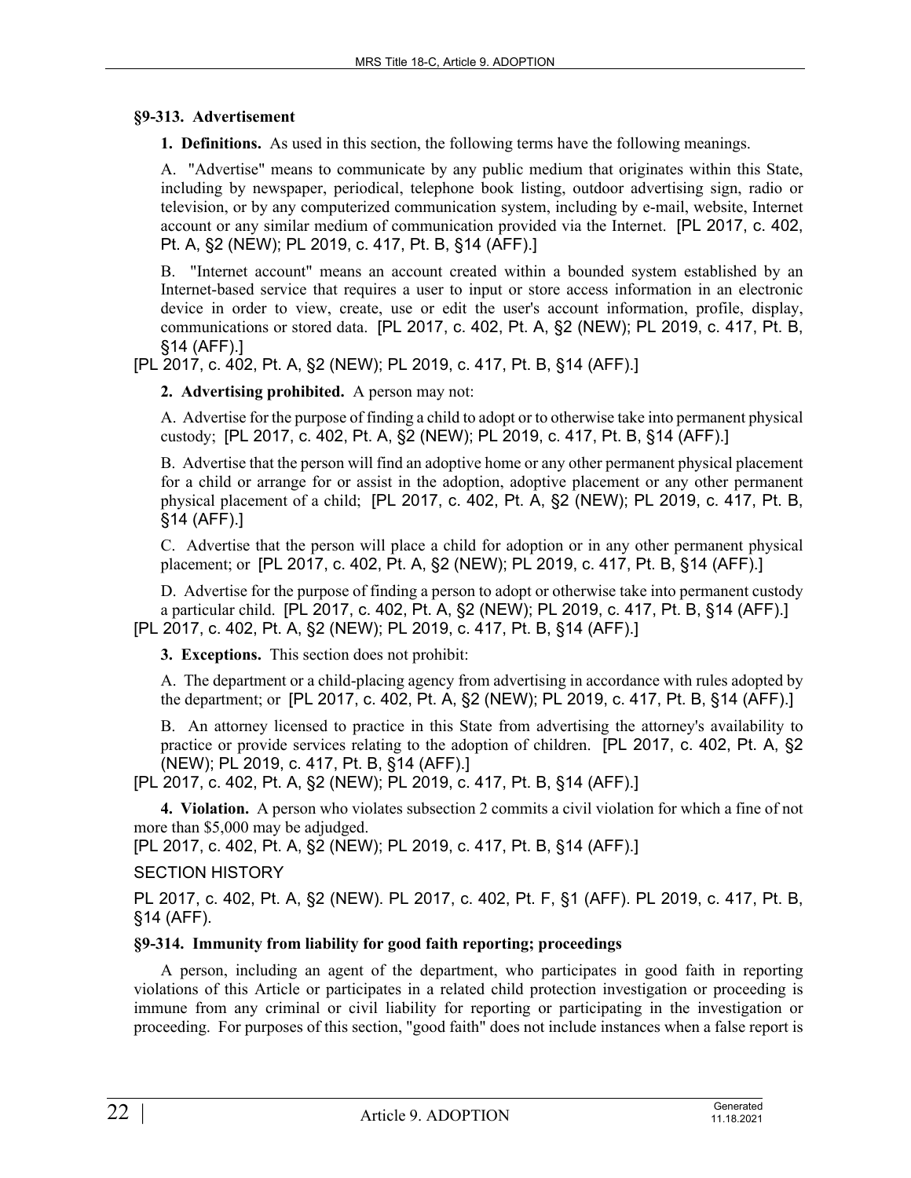### §9-313. Advertisement

**1. Definitions.** As used in this section, the following terms have the following meanings.

A. "Advertise" means to communicate by any public medium that originates within this State, including by newspaper, periodical, telephone book listing, outdoor advertising sign, radio or television, or by any computerized communication system, including by e-mail, website, Internet account or any similar medium of communication provided via the Internet. [PL 2017, c. 402, Pt. A, §2 (NEW); PL 2019, c. 417, Pt. B, §14 (AFF).]

B. "Internet account" means an account created within a bounded system established by an Internet-based service that requires a user to input or store access information in an electronic device in order to view, create, use or edit the user's account information, profile, display, communications or stored data. [PL 2017, c. 402, Pt. A, §2 (NEW); PL 2019, c. 417, Pt. B, §14 (AFF).]

[PL 2017, c. 402, Pt. A, §2 (NEW); PL 2019, c. 417, Pt. B, §14 (AFF).]

**2. Advertising prohibited.** A person may not:

A. Advertise for the purpose of finding a child to adopt or to otherwise take into permanent physical custody; [PL 2017, c. 402, Pt. A, §2 (NEW); PL 2019, c. 417, Pt. B, §14 (AFF).]

B. Advertise that the person will find an adoptive home or any other permanent physical placement for a child or arrange for or assist in the adoption, adoptive placement or any other permanent physical placement of a child; [PL 2017, c. 402, Pt. A, §2 (NEW); PL 2019, c. 417, Pt. B, §14 (AFF).]

C. Advertise that the person will place a child for adoption or in any other permanent physical placement; or [PL 2017, c. 402, Pt. A, §2 (NEW); PL 2019, c. 417, Pt. B, §14 (AFF).]

D. Advertise for the purpose of finding a person to adopt or otherwise take into permanent custody a particular child. [PL 2017, c. 402, Pt. A, §2 (NEW); PL 2019, c. 417, Pt. B, §14 (AFF).]

[PL 2017, c. 402, Pt. A, §2 (NEW); PL 2019, c. 417, Pt. B, §14 (AFF).]

**3. Exceptions.** This section does not prohibit:

A. The department or a child-placing agency from advertising in accordance with rules adopted by the department; or [PL 2017, c. 402, Pt. A, §2 (NEW); PL 2019, c. 417, Pt. B, §14 (AFF).]

B. An attorney licensed to practice in this State from advertising the attorney's availability to practice or provide services relating to the adoption of children. [PL 2017, c. 402, Pt. A, §2 (NEW); PL 2019, c. 417, Pt. B, §14 (AFF).]

[PL 2017, c. 402, Pt. A, §2 (NEW); PL 2019, c. 417, Pt. B, §14 (AFF).]

**4. Violation.** A person who violates subsection 2 commits a civil violation for which a fine of not more than $5,000 may be adjudged.

[PL 2017, c. 402, Pt. A, §2 (NEW); PL 2019, c. 417, Pt. B, §14 (AFF).]

SECTION HISTORY

PL 2017, c. 402, Pt. A, §2 (NEW). PL 2017, c. 402, Pt. F, §1 (AFF). PL 2019, c. 417, Pt. B, §14 (AFF).

### §9-314. Immunity from liability for good faith reporting; proceedings

A person, including an agent of the department, who participates in good faith in reporting violations of this Article or participates in a related child protection investigation or proceeding is immune from any criminal or civil liability for reporting or participating in the investigation or proceeding. For purposes of this section, "good faith" does not include instances when a false report is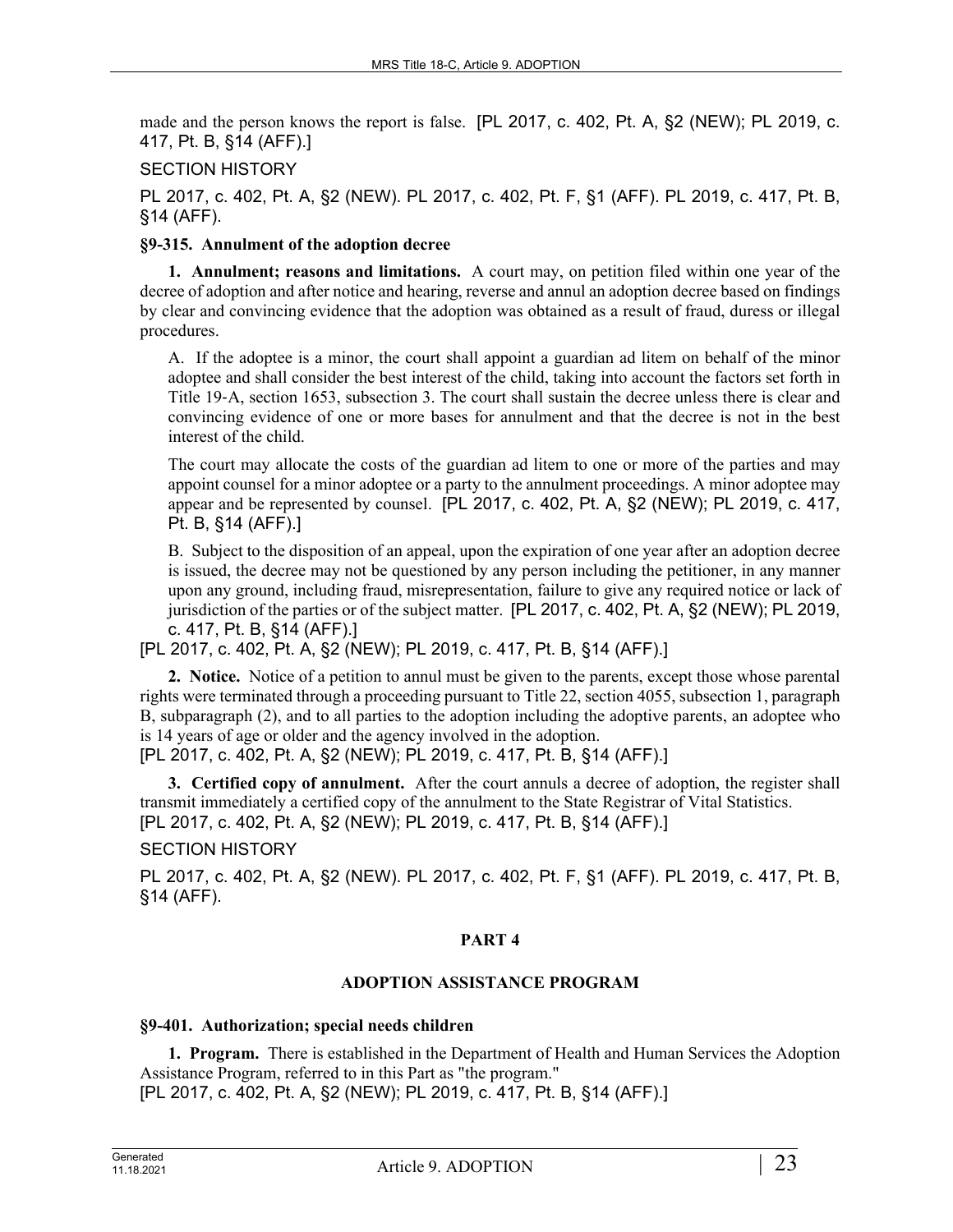made and the person knows the report is false. [PL 2017, c. 402, Pt. A, §2 (NEW); PL 2019, c. 417, Pt. B, §14 (AFF).]

SECTION HISTORY

PL 2017, c. 402, Pt. A, §2 (NEW). PL 2017, c. 402, Pt. F, §1 (AFF). PL 2019, c. 417, Pt. B, §14 (AFF).

**§9-315. Annulment of the adoption decree**

**1. Annulment; reasons and limitations.** A court may, on petition filed within one year of the decree of adoption and after notice and hearing, reverse and annul an adoption decree based on findings by clear and convincing evidence that the adoption was obtained as a result of fraud, duress or illegal procedures.

A. If the adoptee is a minor, the court shall appoint a guardian ad litem on behalf of the minor adoptee and shall consider the best interest of the child, taking into account the factors set forth in Title 19-A, section 1653, subsection 3. The court shall sustain the decree unless there is clear and convincing evidence of one or more bases for annulment and that the decree is not in the best interest of the child.

The court may allocate the costs of the guardian ad litem to one or more of the parties and may appoint counsel for a minor adoptee or a party to the annulment proceedings. A minor adoptee may appear and be represented by counsel. [PL 2017, c. 402, Pt. A, §2 (NEW); PL 2019, c. 417, Pt. B, §14 (AFF).]

B. Subject to the disposition of an appeal, upon the expiration of one year after an adoption decree is issued, the decree may not be questioned by any person including the petitioner, in any manner upon any ground, including fraud, misrepresentation, failure to give any required notice or lack of jurisdiction of the parties or of the subject matter. [PL 2017, c. 402, Pt. A, §2 (NEW); PL 2019, c. 417, Pt. B, §14 (AFF).]

[PL 2017, c. 402, Pt. A, §2 (NEW); PL 2019, c. 417, Pt. B, §14 (AFF).]

**2. Notice.** Notice of a petition to annul must be given to the parents, except those whose parental rights were terminated through a proceeding pursuant to Title 22, section 4055, subsection 1, paragraph B, subparagraph (2), and to all parties to the adoption including the adoptive parents, an adoptee who is 14 years of age or older and the agency involved in the adoption.

[PL 2017, c. 402, Pt. A, §2 (NEW); PL 2019, c. 417, Pt. B, §14 (AFF).]

**3. Certified copy of annulment.** After the court annuls a decree of adoption, the register shall transmit immediately a certified copy of the annulment to the State Registrar of Vital Statistics.

[PL 2017, c. 402, Pt. A, §2 (NEW); PL 2019, c. 417, Pt. B, §14 (AFF).]

SECTION HISTORY

PL 2017, c. 402, Pt. A, §2 (NEW). PL 2017, c. 402, Pt. F, §1 (AFF). PL 2019, c. 417, Pt. B, §14 (AFF).

## PART 4

## ADOPTION ASSISTANCE PROGRAM

**§9-401. Authorization; special needs children**

**1. Program.** There is established in the Department of Health and Human Services the Adoption Assistance Program, referred to in this Part as "the program."

[PL 2017, c. 402, Pt. A, §2 (NEW); PL 2019, c. 417, Pt. B, §14 (AFF).]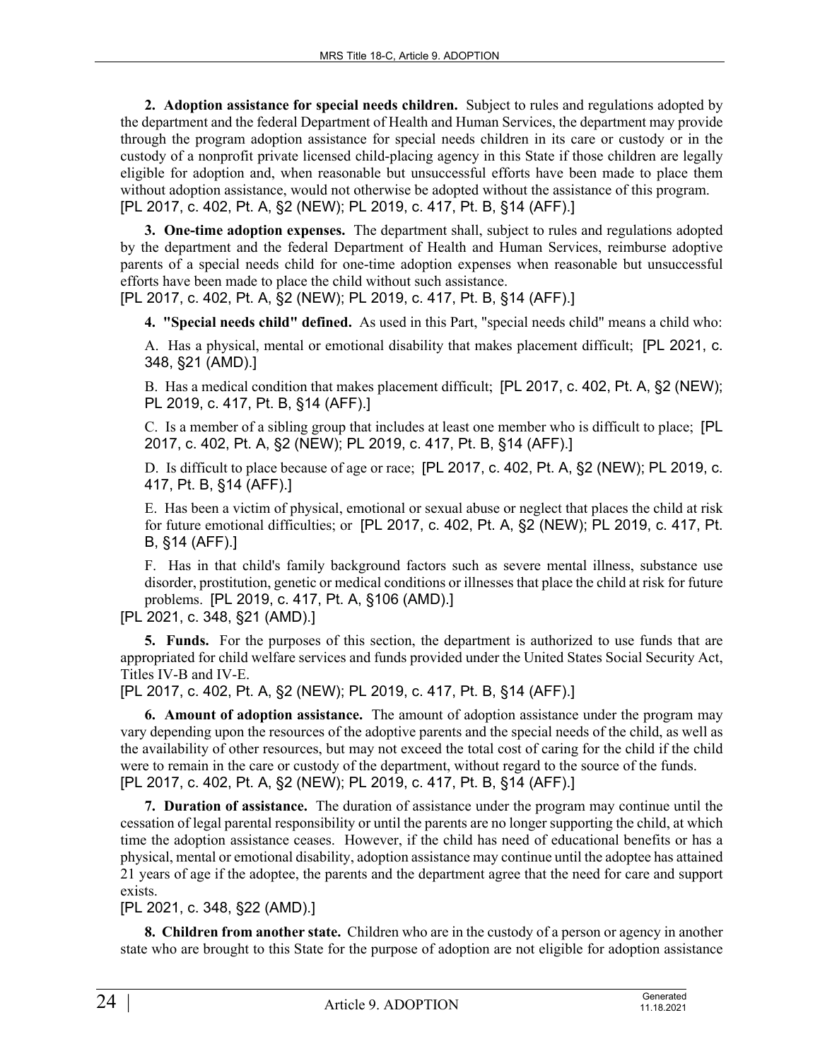**2. Adoption assistance for special needs children.** Subject to rules and regulations adopted by the department and the federal Department of Health and Human Services, the department may provide through the program adoption assistance for special needs children in its care or custody or in the custody of a nonprofit private licensed child-placing agency in this State if those children are legally eligible for adoption and, when reasonable but unsuccessful efforts have been made to place them without adoption assistance, would not otherwise be adopted without the assistance of this program.
[PL 2017, c. 402, Pt. A, §2 (NEW); PL 2019, c. 417, Pt. B, §14 (AFF).]

**3. One-time adoption expenses.** The department shall, subject to rules and regulations adopted by the department and the federal Department of Health and Human Services, reimburse adoptive parents of a special needs child for one-time adoption expenses when reasonable but unsuccessful efforts have been made to place the child without such assistance.
[PL 2017, c. 402, Pt. A, §2 (NEW); PL 2019, c. 417, Pt. B, §14 (AFF).]

**4. "Special needs child" defined.** As used in this Part, "special needs child" means a child who:

A. Has a physical, mental or emotional disability that makes placement difficult; [PL 2021, c. 348, §21 (AMD).]

B. Has a medical condition that makes placement difficult; [PL 2017, c. 402, Pt. A, §2 (NEW); PL 2019, c. 417, Pt. B, §14 (AFF).]

C. Is a member of a sibling group that includes at least one member who is difficult to place; [PL 2017, c. 402, Pt. A, §2 (NEW); PL 2019, c. 417, Pt. B, §14 (AFF).]

D. Is difficult to place because of age or race; [PL 2017, c. 402, Pt. A, §2 (NEW); PL 2019, c. 417, Pt. B, §14 (AFF).]

E. Has been a victim of physical, emotional or sexual abuse or neglect that places the child at risk for future emotional difficulties; or [PL 2017, c. 402, Pt. A, §2 (NEW); PL 2019, c. 417, Pt. B, §14 (AFF).]

F. Has in that child's family background factors such as severe mental illness, substance use disorder, prostitution, genetic or medical conditions or illnesses that place the child at risk for future problems. [PL 2019, c. 417, Pt. A, §106 (AMD).]

[PL 2021, c. 348, §21 (AMD).]

**5. Funds.** For the purposes of this section, the department is authorized to use funds that are appropriated for child welfare services and funds provided under the United States Social Security Act, Titles IV-B and IV-E.
[PL 2017, c. 402, Pt. A, §2 (NEW); PL 2019, c. 417, Pt. B, §14 (AFF).]

**6. Amount of adoption assistance.** The amount of adoption assistance under the program may vary depending upon the resources of the adoptive parents and the special needs of the child, as well as the availability of other resources, but may not exceed the total cost of caring for the child if the child were to remain in the care or custody of the department, without regard to the source of the funds.
[PL 2017, c. 402, Pt. A, §2 (NEW); PL 2019, c. 417, Pt. B, §14 (AFF).]

**7. Duration of assistance.** The duration of assistance under the program may continue until the cessation of legal parental responsibility or until the parents are no longer supporting the child, at which time the adoption assistance ceases. However, if the child has need of educational benefits or has a physical, mental or emotional disability, adoption assistance may continue until the adoptee has attained 21 years of age if the adoptee, the parents and the department agree that the need for care and support exists.
[PL 2021, c. 348, §22 (AMD).]

**8. Children from another state.** Children who are in the custody of a person or agency in another state who are brought to this State for the purpose of adoption are not eligible for adoption assistance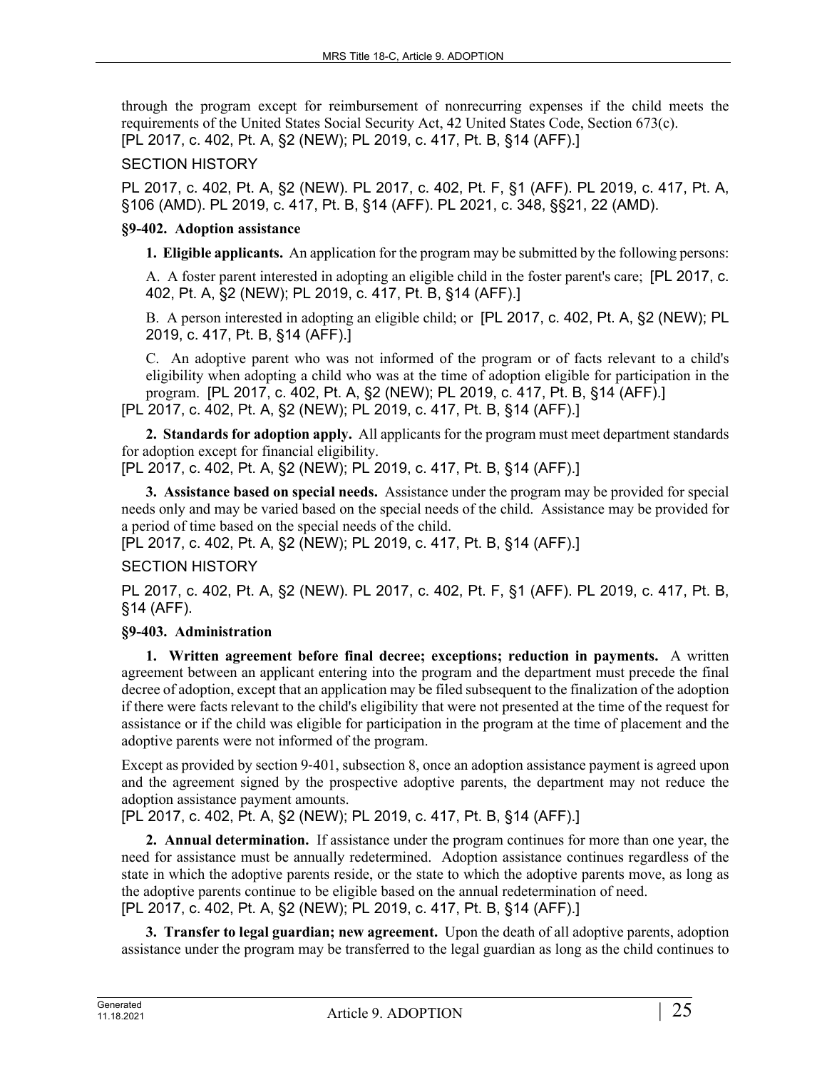through the program except for reimbursement of nonrecurring expenses if the child meets the requirements of the United States Social Security Act, 42 United States Code, Section 673(c).
[PL 2017, c. 402, Pt. A, §2 (NEW); PL 2019, c. 417, Pt. B, §14 (AFF).]

SECTION HISTORY

PL 2017, c. 402, Pt. A, §2 (NEW). PL 2017, c. 402, Pt. F, §1 (AFF). PL 2019, c. 417, Pt. A, §106 (AMD). PL 2019, c. 417, Pt. B, §14 (AFF). PL 2021, c. 348, §§21, 22 (AMD).

**§9-402. Adoption assistance**

**1. Eligible applicants.** An application for the program may be submitted by the following persons:

A. A foster parent interested in adopting an eligible child in the foster parent's care; [PL 2017, c. 402, Pt. A, §2 (NEW); PL 2019, c. 417, Pt. B, §14 (AFF).]

B. A person interested in adopting an eligible child; or [PL 2017, c. 402, Pt. A, §2 (NEW); PL 2019, c. 417, Pt. B, §14 (AFF).]

C. An adoptive parent who was not informed of the program or of facts relevant to a child's eligibility when adopting a child who was at the time of adoption eligible for participation in the program. [PL 2017, c. 402, Pt. A, §2 (NEW); PL 2019, c. 417, Pt. B, §14 (AFF).]

[PL 2017, c. 402, Pt. A, §2 (NEW); PL 2019, c. 417, Pt. B, §14 (AFF).]

**2. Standards for adoption apply.** All applicants for the program must meet department standards for adoption except for financial eligibility.
[PL 2017, c. 402, Pt. A, §2 (NEW); PL 2019, c. 417, Pt. B, §14 (AFF).]

**3. Assistance based on special needs.** Assistance under the program may be provided for special needs only and may be varied based on the special needs of the child. Assistance may be provided for a period of time based on the special needs of the child.
[PL 2017, c. 402, Pt. A, §2 (NEW); PL 2019, c. 417, Pt. B, §14 (AFF).]

SECTION HISTORY

PL 2017, c. 402, Pt. A, §2 (NEW). PL 2017, c. 402, Pt. F, §1 (AFF). PL 2019, c. 417, Pt. B, §14 (AFF).

**§9-403. Administration**

**1. Written agreement before final decree; exceptions; reduction in payments.** A written agreement between an applicant entering into the program and the department must precede the final decree of adoption, except that an application may be filed subsequent to the finalization of the adoption if there were facts relevant to the child's eligibility that were not presented at the time of the request for assistance or if the child was eligible for participation in the program at the time of placement and the adoptive parents were not informed of the program.

Except as provided by section 9-401, subsection 8, once an adoption assistance payment is agreed upon and the agreement signed by the prospective adoptive parents, the department may not reduce the adoption assistance payment amounts.
[PL 2017, c. 402, Pt. A, §2 (NEW); PL 2019, c. 417, Pt. B, §14 (AFF).]

**2. Annual determination.** If assistance under the program continues for more than one year, the need for assistance must be annually redetermined. Adoption assistance continues regardless of the state in which the adoptive parents reside, or the state to which the adoptive parents move, as long as the adoptive parents continue to be eligible based on the annual redetermination of need.
[PL 2017, c. 402, Pt. A, §2 (NEW); PL 2019, c. 417, Pt. B, §14 (AFF).]

**3. Transfer to legal guardian; new agreement.** Upon the death of all adoptive parents, adoption assistance under the program may be transferred to the legal guardian as long as the child continues to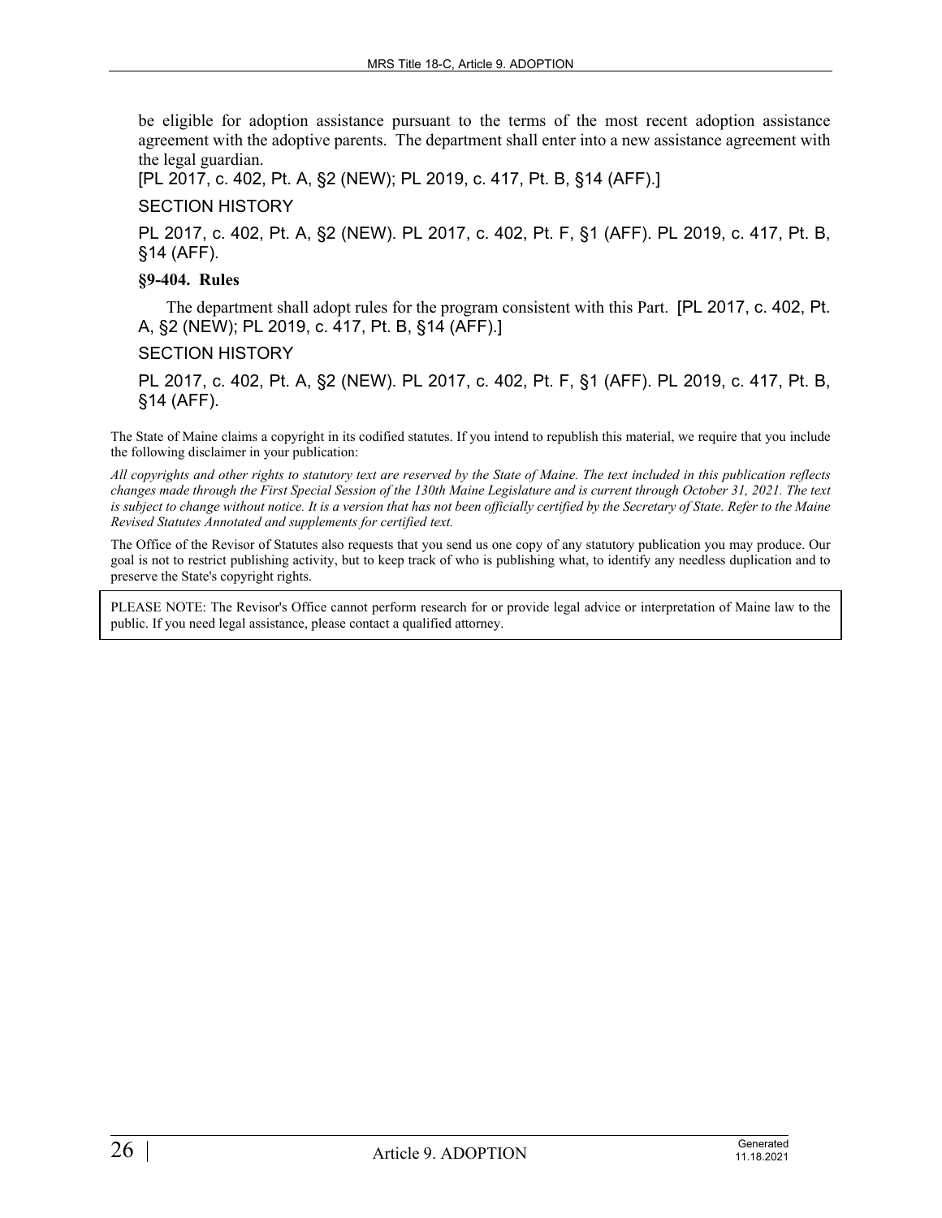be eligible for adoption assistance pursuant to the terms of the most recent adoption assistance agreement with the adoptive parents. The department shall enter into a new assistance agreement with the legal guardian.

[PL 2017, c. 402, Pt. A, §2 (NEW); PL 2019, c. 417, Pt. B, §14 (AFF).]

SECTION HISTORY

PL 2017, c. 402, Pt. A, §2 (NEW). PL 2017, c. 402, Pt. F, §1 (AFF). PL 2019, c. 417, Pt. B, §14 (AFF).

**§9-404. Rules**

The department shall adopt rules for the program consistent with this Part. [PL 2017, c. 402, Pt. A, §2 (NEW); PL 2019, c. 417, Pt. B, §14 (AFF).]

SECTION HISTORY

PL 2017, c. 402, Pt. A, §2 (NEW). PL 2017, c. 402, Pt. F, §1 (AFF). PL 2019, c. 417, Pt. B, §14 (AFF).

The State of Maine claims a copyright in its codified statutes. If you intend to republish this material, we require that you include the following disclaimer in your publication:

*All copyrights and other rights to statutory text are reserved by the State of Maine. The text included in this publication reflects changes made through the First Special Session of the 130th Maine Legislature and is current through October 31, 2021. The text is subject to change without notice. It is a version that has not been officially certified by the Secretary of State. Refer to the Maine Revised Statutes Annotated and supplements for certified text.*

The Office of the Revisor of Statutes also requests that you send us one copy of any statutory publication you may produce. Our goal is not to restrict publishing activity, but to keep track of who is publishing what, to identify any needless duplication and to preserve the State's copyright rights.

PLEASE NOTE: The Revisor's Office cannot perform research for or provide legal advice or interpretation of Maine law to the public. If you need legal assistance, please contact a qualified attorney.